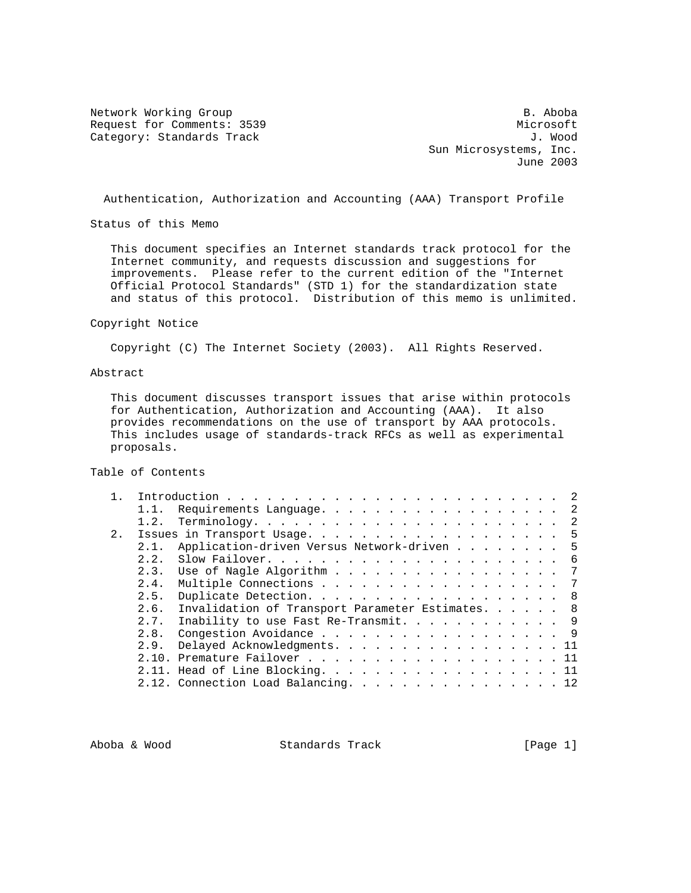Network Working Group B. Aboba
Request for Comments: 3539 Microsoft
Category: Standards Track J. Wood
Sun Microsystems, Inc.
June 2003

# Authentication, Authorization and Accounting (AAA) Transport Profile

## Status of this Memo

This document specifies an Internet standards track protocol for the Internet community, and requests discussion and suggestions for improvements. Please refer to the current edition of the "Internet Official Protocol Standards" (STD 1) for the standardization state and status of this protocol. Distribution of this memo is unlimited.

## Copyright Notice

Copyright (C) The Internet Society (2003). All Rights Reserved.

## Abstract

This document discusses transport issues that arise within protocols for Authentication, Authorization and Accounting (AAA). It also provides recommendations on the use of transport by AAA protocols. This includes usage of standards-track RFCs as well as experimental proposals.

## Table of Contents

```
1.  Introduction . . . . . . . . . . . . . . . . . . . . . . . . . .  2
    1.1.  Requirements Language. . . . . . . . . . . . . . . . . . .  2
    1.2.  Terminology. . . . . . . . . . . . . . . . . . . . . . . .  2
2.  Issues in Transport Usage. . . . . . . . . . . . . . . . . . . .  5
    2.1.  Application-driven Versus Network-driven . . . . . . . . .  5
    2.2.  Slow Failover. . . . . . . . . . . . . . . . . . . . . . .  6
    2.3.  Use of Nagle Algorithm . . . . . . . . . . . . . . . . . .  7
    2.4.  Multiple Connections . . . . . . . . . . . . . . . . . . .  7
    2.5.  Duplicate Detection. . . . . . . . . . . . . . . . . . . .  8
    2.6.  Invalidation of Transport Parameter Estimates. . . . . . .  8
    2.7.  Inability to use Fast Re-Transmit. . . . . . . . . . . . .  9
    2.8.  Congestion Avoidance . . . . . . . . . . . . . . . . . . .  9
    2.9.  Delayed Acknowledgments. . . . . . . . . . . . . . . . . . 11
    2.10. Premature Failover . . . . . . . . . . . . . . . . . . . . 11
    2.11. Head of Line Blocking. . . . . . . . . . . . . . . . . . . 11
    2.12. Connection Load Balancing. . . . . . . . . . . . . . . . . 12
```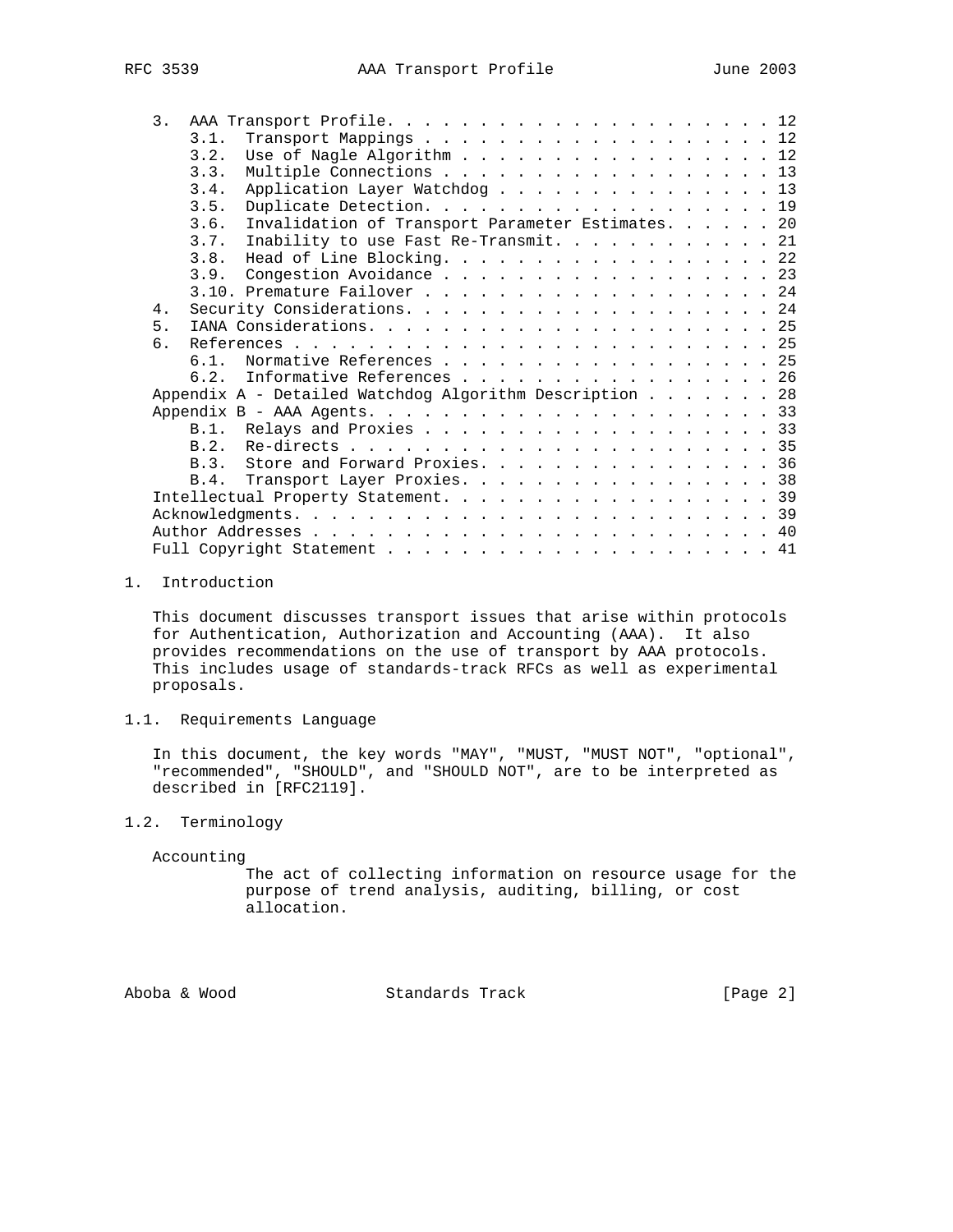3. AAA Transport Profile. . . . . . . . . . . . . . . . . . . . . 12
   3.1. Transport Mappings . . . . . . . . . . . . . . . . . . . 12
   3.2. Use of Nagle Algorithm . . . . . . . . . . . . . . . . . 12
   3.3. Multiple Connections . . . . . . . . . . . . . . . . . . 13
   3.4. Application Layer Watchdog . . . . . . . . . . . . . . . 13
   3.5. Duplicate Detection. . . . . . . . . . . . . . . . . . . 19
   3.6. Invalidation of Transport Parameter Estimates. . . . . . 20
   3.7. Inability to use Fast Re-Transmit. . . . . . . . . . . . 21
   3.8. Head of Line Blocking. . . . . . . . . . . . . . . . . . 22
   3.9. Congestion Avoidance . . . . . . . . . . . . . . . . . . 23
   3.10. Premature Failover . . . . . . . . . . . . . . . . . . . 24
4. Security Considerations. . . . . . . . . . . . . . . . . . . . 24
5. IANA Considerations. . . . . . . . . . . . . . . . . . . . . . 25
6. References . . . . . . . . . . . . . . . . . . . . . . . . . . 25
   6.1. Normative References . . . . . . . . . . . . . . . . . . 25
   6.2. Informative References . . . . . . . . . . . . . . . . . 26

Appendix A - Detailed Watchdog Algorithm Description . . . . . . . 28
Appendix B - AAA Agents. . . . . . . . . . . . . . . . . . . . . . 33
   B.1. Relays and Proxies . . . . . . . . . . . . . . . . . . . 33
   B.2. Re-directs . . . . . . . . . . . . . . . . . . . . . . . 35
   B.3. Store and Forward Proxies. . . . . . . . . . . . . . . . 36
   B.4. Transport Layer Proxies. . . . . . . . . . . . . . . . . 38

Intellectual Property Statement. . . . . . . . . . . . . . . . . . 39
Acknowledgments. . . . . . . . . . . . . . . . . . . . . . . . . . 39
Author Addresses . . . . . . . . . . . . . . . . . . . . . . . . . 40
Full Copyright Statement . . . . . . . . . . . . . . . . . . . . . 41

# 1. Introduction

This document discusses transport issues that arise within protocols for Authentication, Authorization and Accounting (AAA). It also provides recommendations on the use of transport by AAA protocols. This includes usage of standards-track RFCs as well as experimental proposals.

## 1.1. Requirements Language

In this document, the key words "MAY", "MUST, "MUST NOT", "optional", "recommended", "SHOULD", and "SHOULD NOT", are to be interpreted as described in [RFC2119].

## 1.2. Terminology

Accounting
: The act of collecting information on resource usage for the purpose of trend analysis, auditing, billing, or cost allocation.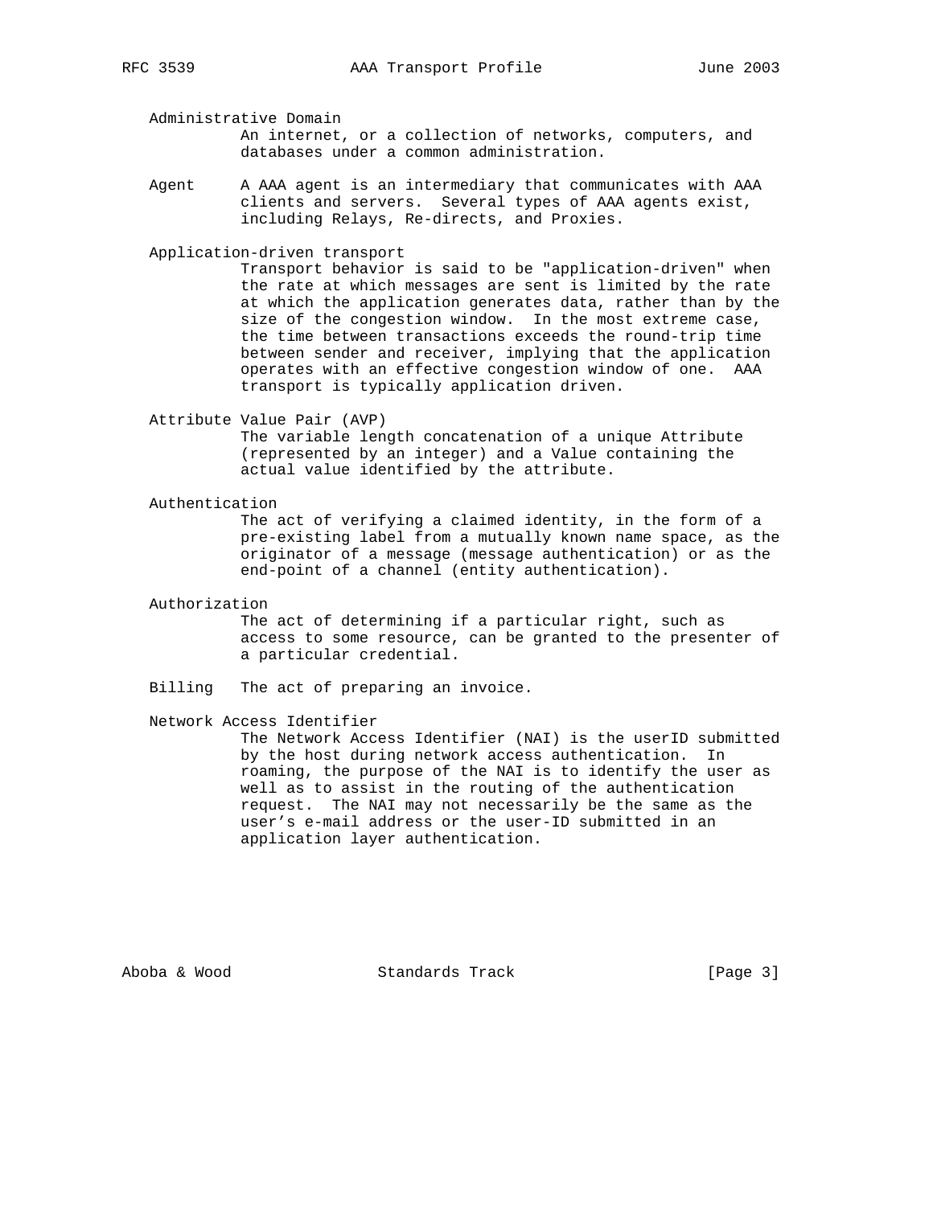Administrative Domain
An internet, or a collection of networks, computers, and databases under a common administration.

Agent
A AAA agent is an intermediary that communicates with AAA clients and servers. Several types of AAA agents exist, including Relays, Re-directs, and Proxies.

Application-driven transport
Transport behavior is said to be "application-driven" when the rate at which messages are sent is limited by the rate at which the application generates data, rather than by the size of the congestion window. In the most extreme case, the time between transactions exceeds the round-trip time between sender and receiver, implying that the application operates with an effective congestion window of one. AAA transport is typically application driven.

Attribute Value Pair (AVP)
The variable length concatenation of a unique Attribute (represented by an integer) and a Value containing the actual value identified by the attribute.

Authentication
The act of verifying a claimed identity, in the form of a pre-existing label from a mutually known name space, as the originator of a message (message authentication) or as the end-point of a channel (entity authentication).

Authorization
The act of determining if a particular right, such as access to some resource, can be granted to the presenter of a particular credential.

Billing
The act of preparing an invoice.

Network Access Identifier
The Network Access Identifier (NAI) is the userID submitted by the host during network access authentication. In roaming, the purpose of the NAI is to identify the user as well as to assist in the routing of the authentication request. The NAI may not necessarily be the same as the user's e-mail address or the user-ID submitted in an application layer authentication.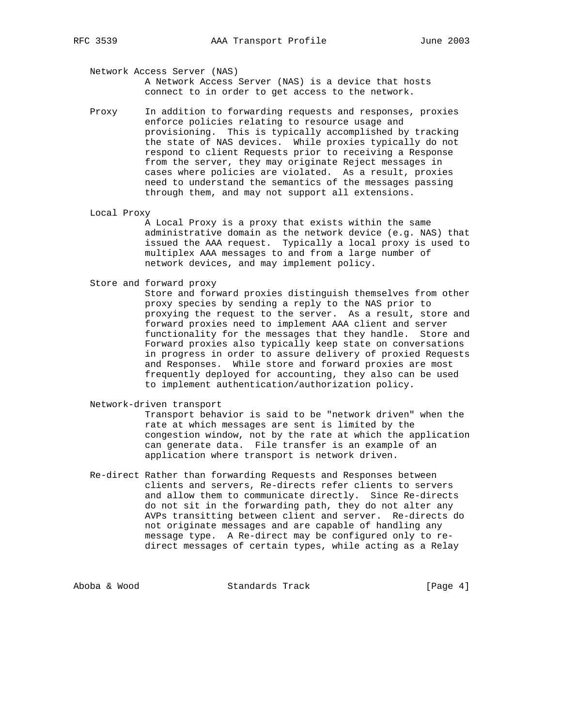Network Access Server (NAS)
A Network Access Server (NAS) is a device that hosts connect to in order to get access to the network.

Proxy
In addition to forwarding requests and responses, proxies enforce policies relating to resource usage and provisioning. This is typically accomplished by tracking the state of NAS devices. While proxies typically do not respond to client Requests prior to receiving a Response from the server, they may originate Reject messages in cases where policies are violated. As a result, proxies need to understand the semantics of the messages passing through them, and may not support all extensions.

Local Proxy
A Local Proxy is a proxy that exists within the same administrative domain as the network device (e.g. NAS) that issued the AAA request. Typically a local proxy is used to multiplex AAA messages to and from a large number of network devices, and may implement policy.

Store and forward proxy
Store and forward proxies distinguish themselves from other proxy species by sending a reply to the NAS prior to proxying the request to the server. As a result, store and forward proxies need to implement AAA client and server functionality for the messages that they handle. Store and Forward proxies also typically keep state on conversations in progress in order to assure delivery of proxied Requests and Responses. While store and forward proxies are most frequently deployed for accounting, they also can be used to implement authentication/authorization policy.

Network-driven transport
Transport behavior is said to be "network driven" when the rate at which messages are sent is limited by the congestion window, not by the rate at which the application can generate data. File transfer is an example of an application where transport is network driven.

Re-direct
Rather than forwarding Requests and Responses between clients and servers, Re-directs refer clients to servers and allow them to communicate directly. Since Re-directs do not sit in the forwarding path, they do not alter any AVPs transitting between client and server. Re-directs do not originate messages and are capable of handling any message type. A Re-direct may be configured only to re-direct messages of certain types, while acting as a Relay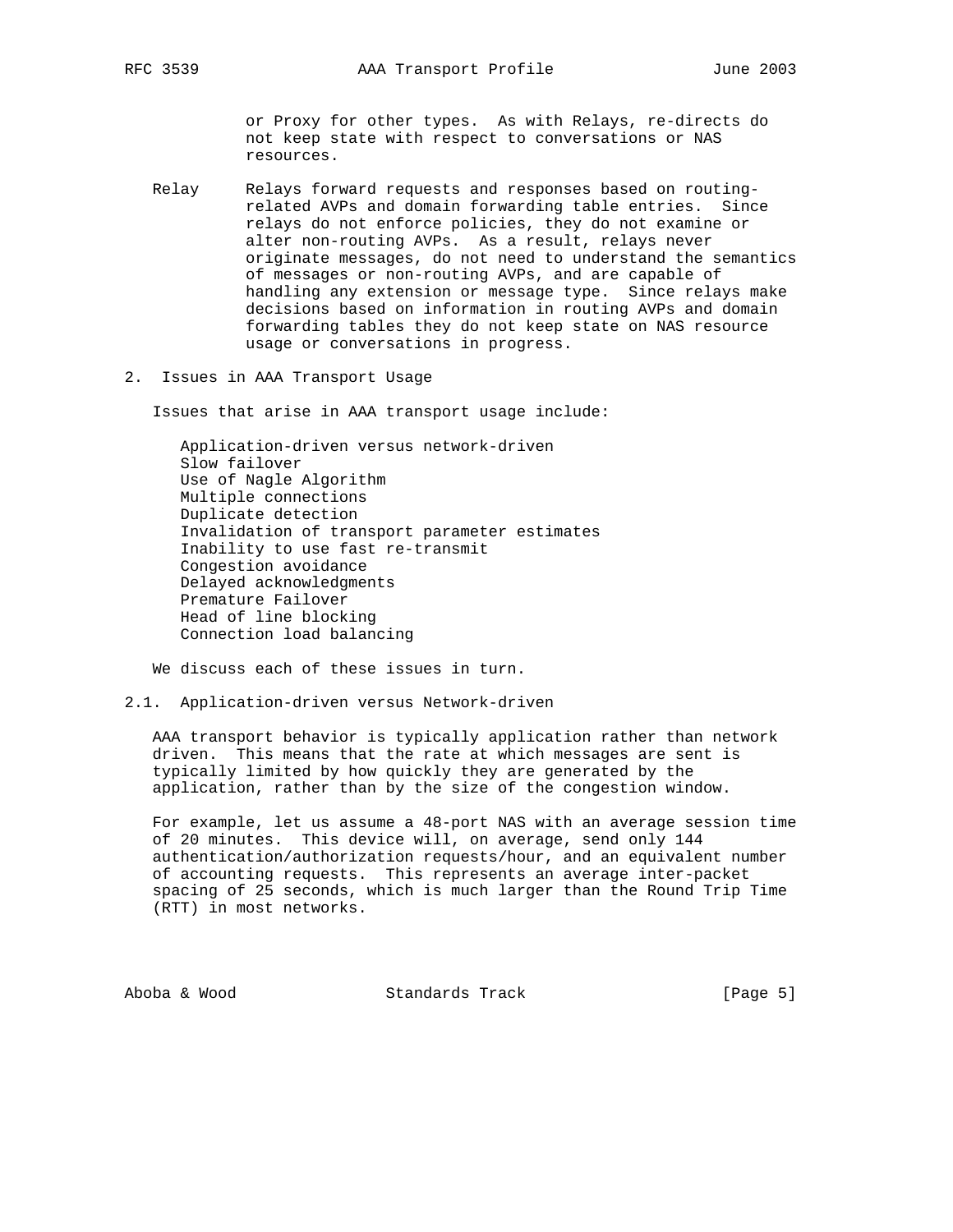or Proxy for other types. As with Relays, re-directs do not keep state with respect to conversations or NAS resources.

Relay
: Relays forward requests and responses based on routing-related AVPs and domain forwarding table entries. Since relays do not enforce policies, they do not examine or alter non-routing AVPs. As a result, relays never originate messages, do not need to understand the semantics of messages or non-routing AVPs, and are capable of handling any extension or message type. Since relays make decisions based on information in routing AVPs and domain forwarding tables they do not keep state on NAS resource usage or conversations in progress.

## 2. Issues in AAA Transport Usage

Issues that arise in AAA transport usage include:

- Application-driven versus network-driven
- Slow failover
- Use of Nagle Algorithm
- Multiple connections
- Duplicate detection
- Invalidation of transport parameter estimates
- Inability to use fast re-transmit
- Congestion avoidance
- Delayed acknowledgments
- Premature Failover
- Head of line blocking
- Connection load balancing

We discuss each of these issues in turn.

### 2.1. Application-driven versus Network-driven

AAA transport behavior is typically application rather than network driven. This means that the rate at which messages are sent is typically limited by how quickly they are generated by the application, rather than by the size of the congestion window.

For example, let us assume a 48-port NAS with an average session time of 20 minutes. This device will, on average, send only 144 authentication/authorization requests/hour, and an equivalent number of accounting requests. This represents an average inter-packet spacing of 25 seconds, which is much larger than the Round Trip Time (RTT) in most networks.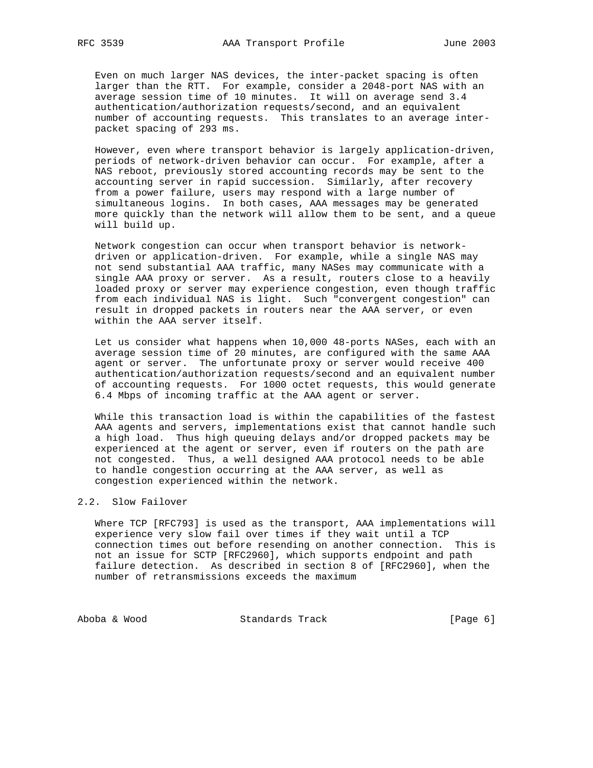Even on much larger NAS devices, the inter-packet spacing is often larger than the RTT. For example, consider a 2048-port NAS with an average session time of 10 minutes. It will on average send 3.4 authentication/authorization requests/second, and an equivalent number of accounting requests. This translates to an average inter-packet spacing of 293 ms.

However, even where transport behavior is largely application-driven, periods of network-driven behavior can occur. For example, after a NAS reboot, previously stored accounting records may be sent to the accounting server in rapid succession. Similarly, after recovery from a power failure, users may respond with a large number of simultaneous logins. In both cases, AAA messages may be generated more quickly than the network will allow them to be sent, and a queue will build up.

Network congestion can occur when transport behavior is network-driven or application-driven. For example, while a single NAS may not send substantial AAA traffic, many NASes may communicate with a single AAA proxy or server. As a result, routers close to a heavily loaded proxy or server may experience congestion, even though traffic from each individual NAS is light. Such "convergent congestion" can result in dropped packets in routers near the AAA server, or even within the AAA server itself.

Let us consider what happens when 10,000 48-ports NASes, each with an average session time of 20 minutes, are configured with the same AAA agent or server. The unfortunate proxy or server would receive 400 authentication/authorization requests/second and an equivalent number of accounting requests. For 1000 octet requests, this would generate 6.4 Mbps of incoming traffic at the AAA agent or server.

While this transaction load is within the capabilities of the fastest AAA agents and servers, implementations exist that cannot handle such a high load. Thus high queuing delays and/or dropped packets may be experienced at the agent or server, even if routers on the path are not congested. Thus, a well designed AAA protocol needs to be able to handle congestion occurring at the AAA server, as well as congestion experienced within the network.

### 2.2. Slow Failover

Where TCP [RFC793] is used as the transport, AAA implementations will experience very slow fail over times if they wait until a TCP connection times out before resending on another connection. This is not an issue for SCTP [RFC2960], which supports endpoint and path failure detection. As described in section 8 of [RFC2960], when the number of retransmissions exceeds the maximum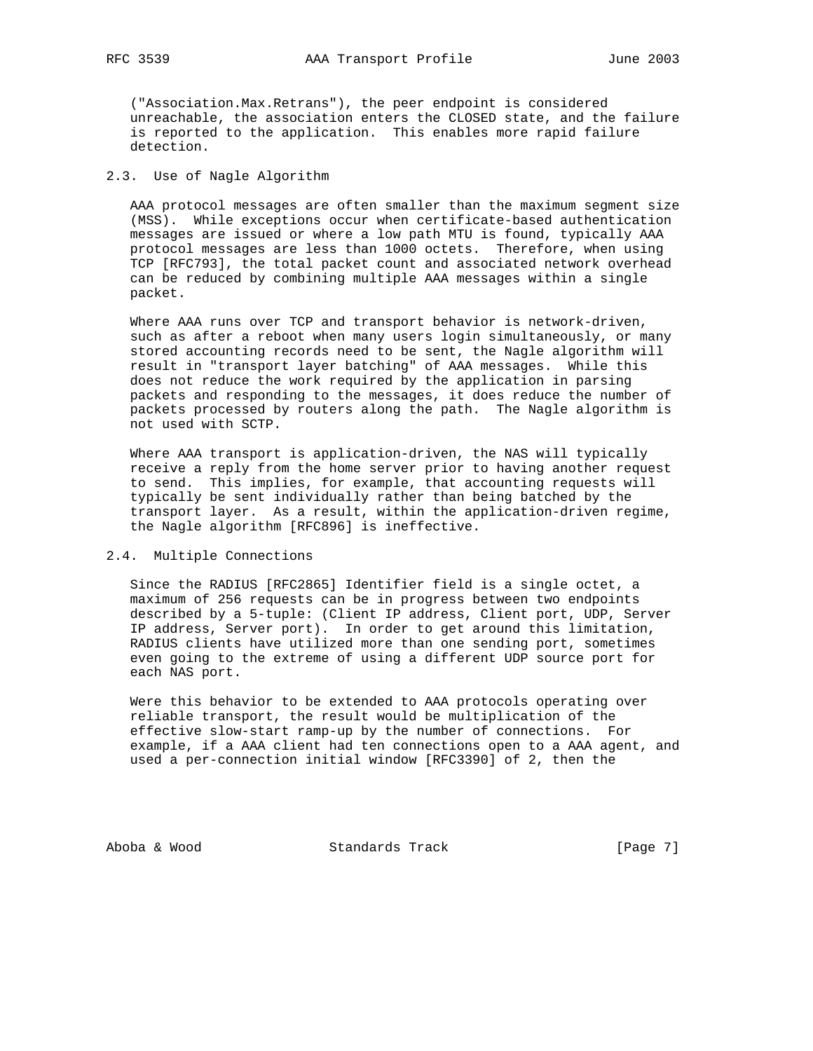("Association.Max.Retrans"), the peer endpoint is considered unreachable, the association enters the CLOSED state, and the failure is reported to the application. This enables more rapid failure detection.

### 2.3. Use of Nagle Algorithm

AAA protocol messages are often smaller than the maximum segment size (MSS). While exceptions occur when certificate-based authentication messages are issued or where a low path MTU is found, typically AAA protocol messages are less than 1000 octets. Therefore, when using TCP [RFC793], the total packet count and associated network overhead can be reduced by combining multiple AAA messages within a single packet.

Where AAA runs over TCP and transport behavior is network-driven, such as after a reboot when many users login simultaneously, or many stored accounting records need to be sent, the Nagle algorithm will result in "transport layer batching" of AAA messages. While this does not reduce the work required by the application in parsing packets and responding to the messages, it does reduce the number of packets processed by routers along the path. The Nagle algorithm is not used with SCTP.

Where AAA transport is application-driven, the NAS will typically receive a reply from the home server prior to having another request to send. This implies, for example, that accounting requests will typically be sent individually rather than being batched by the transport layer. As a result, within the application-driven regime, the Nagle algorithm [RFC896] is ineffective.

### 2.4. Multiple Connections

Since the RADIUS [RFC2865] Identifier field is a single octet, a maximum of 256 requests can be in progress between two endpoints described by a 5-tuple: (Client IP address, Client port, UDP, Server IP address, Server port). In order to get around this limitation, RADIUS clients have utilized more than one sending port, sometimes even going to the extreme of using a different UDP source port for each NAS port.

Were this behavior to be extended to AAA protocols operating over reliable transport, the result would be multiplication of the effective slow-start ramp-up by the number of connections. For example, if a AAA client had ten connections open to a AAA agent, and used a per-connection initial window [RFC3390] of 2, then the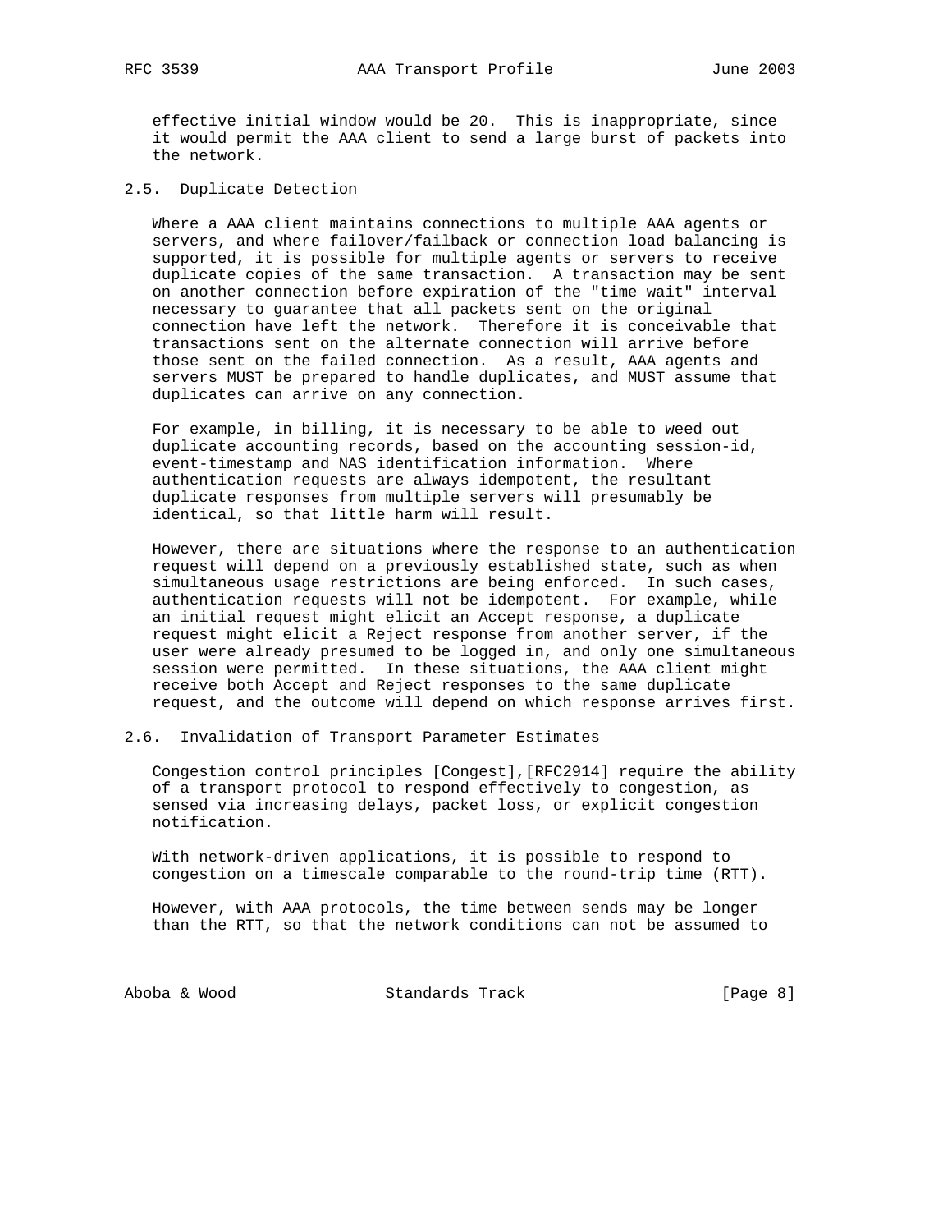effective initial window would be 20. This is inappropriate, since it would permit the AAA client to send a large burst of packets into the network.

### 2.5. Duplicate Detection

Where a AAA client maintains connections to multiple AAA agents or servers, and where failover/failback or connection load balancing is supported, it is possible for multiple agents or servers to receive duplicate copies of the same transaction. A transaction may be sent on another connection before expiration of the "time wait" interval necessary to guarantee that all packets sent on the original connection have left the network. Therefore it is conceivable that transactions sent on the alternate connection will arrive before those sent on the failed connection. As a result, AAA agents and servers MUST be prepared to handle duplicates, and MUST assume that duplicates can arrive on any connection.

For example, in billing, it is necessary to be able to weed out duplicate accounting records, based on the accounting session-id, event-timestamp and NAS identification information. Where authentication requests are always idempotent, the resultant duplicate responses from multiple servers will presumably be identical, so that little harm will result.

However, there are situations where the response to an authentication request will depend on a previously established state, such as when simultaneous usage restrictions are being enforced. In such cases, authentication requests will not be idempotent. For example, while an initial request might elicit an Accept response, a duplicate request might elicit a Reject response from another server, if the user were already presumed to be logged in, and only one simultaneous session were permitted. In these situations, the AAA client might receive both Accept and Reject responses to the same duplicate request, and the outcome will depend on which response arrives first.

### 2.6. Invalidation of Transport Parameter Estimates

Congestion control principles [Congest],[RFC2914] require the ability of a transport protocol to respond effectively to congestion, as sensed via increasing delays, packet loss, or explicit congestion notification.

With network-driven applications, it is possible to respond to congestion on a timescale comparable to the round-trip time (RTT).

However, with AAA protocols, the time between sends may be longer than the RTT, so that the network conditions can not be assumed to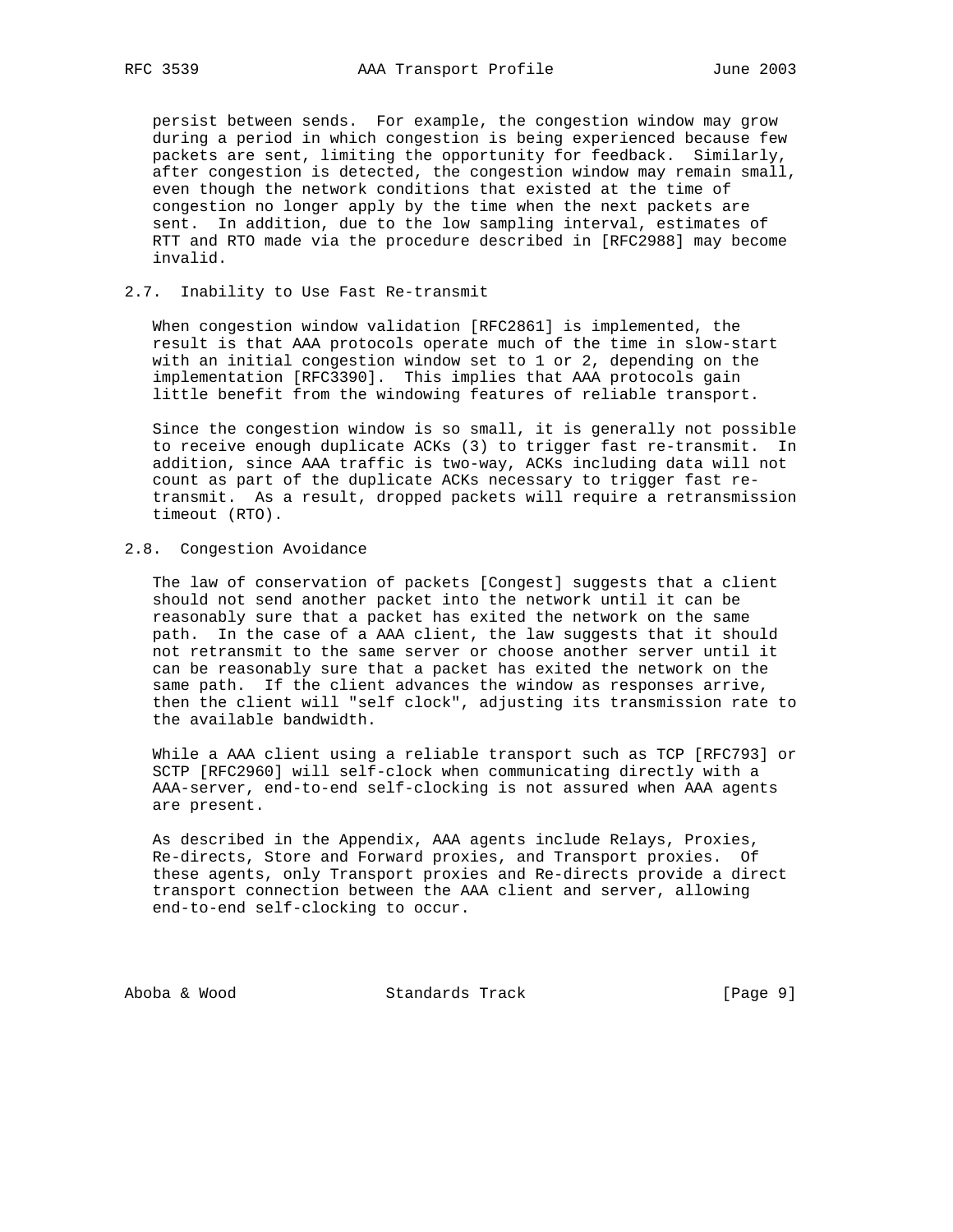persist between sends. For example, the congestion window may grow during a period in which congestion is being experienced because few packets are sent, limiting the opportunity for feedback. Similarly, after congestion is detected, the congestion window may remain small, even though the network conditions that existed at the time of congestion no longer apply by the time when the next packets are sent. In addition, due to the low sampling interval, estimates of RTT and RTO made via the procedure described in [RFC2988] may become invalid.

### 2.7. Inability to Use Fast Re-transmit

When congestion window validation [RFC2861] is implemented, the result is that AAA protocols operate much of the time in slow-start with an initial congestion window set to 1 or 2, depending on the implementation [RFC3390]. This implies that AAA protocols gain little benefit from the windowing features of reliable transport.

Since the congestion window is so small, it is generally not possible to receive enough duplicate ACKs (3) to trigger fast re-transmit. In addition, since AAA traffic is two-way, ACKs including data will not count as part of the duplicate ACKs necessary to trigger fast re-transmit. As a result, dropped packets will require a retransmission timeout (RTO).

### 2.8. Congestion Avoidance

The law of conservation of packets [Congest] suggests that a client should not send another packet into the network until it can be reasonably sure that a packet has exited the network on the same path. In the case of a AAA client, the law suggests that it should not retransmit to the same server or choose another server until it can be reasonably sure that a packet has exited the network on the same path. If the client advances the window as responses arrive, then the client will "self clock", adjusting its transmission rate to the available bandwidth.

While a AAA client using a reliable transport such as TCP [RFC793] or SCTP [RFC2960] will self-clock when communicating directly with a AAA-server, end-to-end self-clocking is not assured when AAA agents are present.

As described in the Appendix, AAA agents include Relays, Proxies, Re-directs, Store and Forward proxies, and Transport proxies. Of these agents, only Transport proxies and Re-directs provide a direct transport connection between the AAA client and server, allowing end-to-end self-clocking to occur.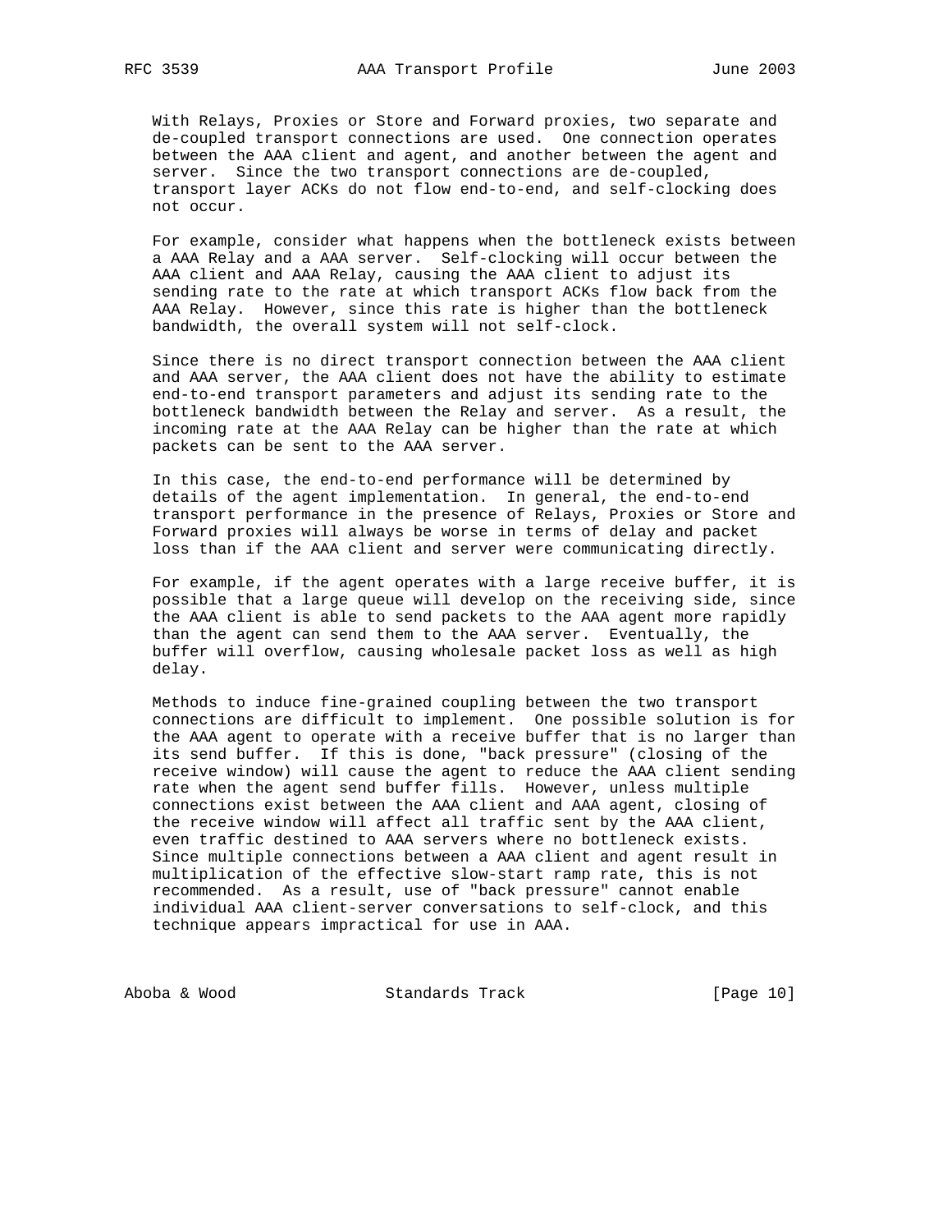With Relays, Proxies or Store and Forward proxies, two separate and de-coupled transport connections are used. One connection operates between the AAA client and agent, and another between the agent and server. Since the two transport connections are de-coupled, transport layer ACKs do not flow end-to-end, and self-clocking does not occur.

For example, consider what happens when the bottleneck exists between a AAA Relay and a AAA server. Self-clocking will occur between the AAA client and AAA Relay, causing the AAA client to adjust its sending rate to the rate at which transport ACKs flow back from the AAA Relay. However, since this rate is higher than the bottleneck bandwidth, the overall system will not self-clock.

Since there is no direct transport connection between the AAA client and AAA server, the AAA client does not have the ability to estimate end-to-end transport parameters and adjust its sending rate to the bottleneck bandwidth between the Relay and server. As a result, the incoming rate at the AAA Relay can be higher than the rate at which packets can be sent to the AAA server.

In this case, the end-to-end performance will be determined by details of the agent implementation. In general, the end-to-end transport performance in the presence of Relays, Proxies or Store and Forward proxies will always be worse in terms of delay and packet loss than if the AAA client and server were communicating directly.

For example, if the agent operates with a large receive buffer, it is possible that a large queue will develop on the receiving side, since the AAA client is able to send packets to the AAA agent more rapidly than the agent can send them to the AAA server. Eventually, the buffer will overflow, causing wholesale packet loss as well as high delay.

Methods to induce fine-grained coupling between the two transport connections are difficult to implement. One possible solution is for the AAA agent to operate with a receive buffer that is no larger than its send buffer. If this is done, "back pressure" (closing of the receive window) will cause the agent to reduce the AAA client sending rate when the agent send buffer fills. However, unless multiple connections exist between the AAA client and AAA agent, closing of the receive window will affect all traffic sent by the AAA client, even traffic destined to AAA servers where no bottleneck exists. Since multiple connections between a AAA client and agent result in multiplication of the effective slow-start ramp rate, this is not recommended. As a result, use of "back pressure" cannot enable individual AAA client-server conversations to self-clock, and this technique appears impractical for use in AAA.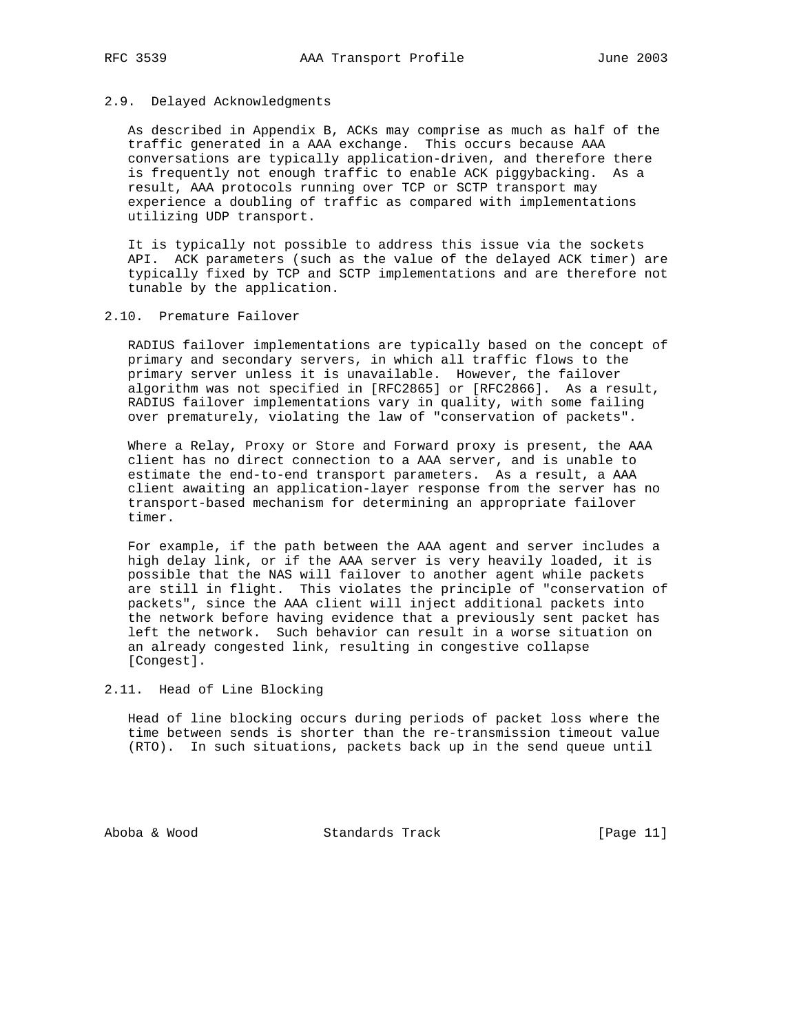### 2.9. Delayed Acknowledgments

As described in Appendix B, ACKs may comprise as much as half of the traffic generated in a AAA exchange. This occurs because AAA conversations are typically application-driven, and therefore there is frequently not enough traffic to enable ACK piggybacking. As a result, AAA protocols running over TCP or SCTP transport may experience a doubling of traffic as compared with implementations utilizing UDP transport.

It is typically not possible to address this issue via the sockets API. ACK parameters (such as the value of the delayed ACK timer) are typically fixed by TCP and SCTP implementations and are therefore not tunable by the application.

### 2.10. Premature Failover

RADIUS failover implementations are typically based on the concept of primary and secondary servers, in which all traffic flows to the primary server unless it is unavailable. However, the failover algorithm was not specified in [RFC2865] or [RFC2866]. As a result, RADIUS failover implementations vary in quality, with some failing over prematurely, violating the law of "conservation of packets".

Where a Relay, Proxy or Store and Forward proxy is present, the AAA client has no direct connection to a AAA server, and is unable to estimate the end-to-end transport parameters. As a result, a AAA client awaiting an application-layer response from the server has no transport-based mechanism for determining an appropriate failover timer.

For example, if the path between the AAA agent and server includes a high delay link, or if the AAA server is very heavily loaded, it is possible that the NAS will failover to another agent while packets are still in flight. This violates the principle of "conservation of packets", since the AAA client will inject additional packets into the network before having evidence that a previously sent packet has left the network. Such behavior can result in a worse situation on an already congested link, resulting in congestive collapse [Congest].

### 2.11. Head of Line Blocking

Head of line blocking occurs during periods of packet loss where the time between sends is shorter than the re-transmission timeout value (RTO). In such situations, packets back up in the send queue until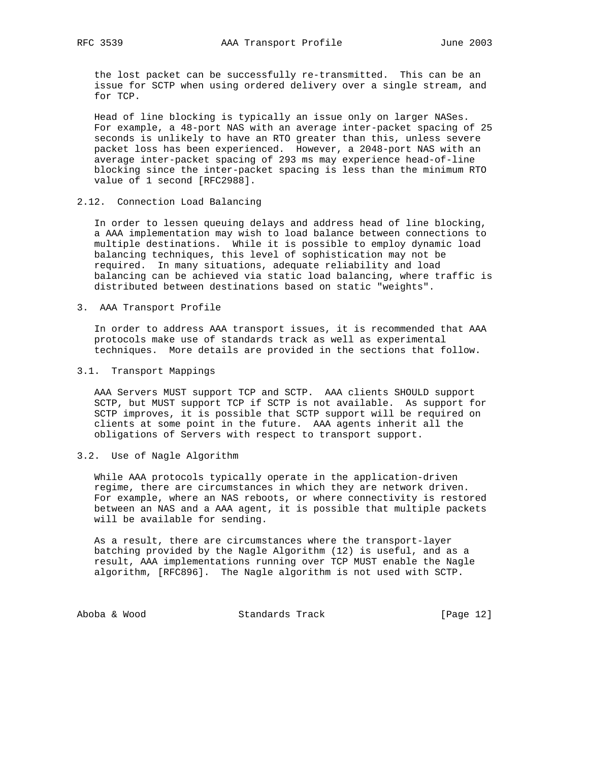the lost packet can be successfully re-transmitted. This can be an issue for SCTP when using ordered delivery over a single stream, and for TCP.

Head of line blocking is typically an issue only on larger NASes. For example, a 48-port NAS with an average inter-packet spacing of 25 seconds is unlikely to have an RTO greater than this, unless severe packet loss has been experienced. However, a 2048-port NAS with an average inter-packet spacing of 293 ms may experience head-of-line blocking since the inter-packet spacing is less than the minimum RTO value of 1 second [RFC2988].

### 2.12. Connection Load Balancing

In order to lessen queuing delays and address head of line blocking, a AAA implementation may wish to load balance between connections to multiple destinations. While it is possible to employ dynamic load balancing techniques, this level of sophistication may not be required. In many situations, adequate reliability and load balancing can be achieved via static load balancing, where traffic is distributed between destinations based on static "weights".

## 3. AAA Transport Profile

In order to address AAA transport issues, it is recommended that AAA protocols make use of standards track as well as experimental techniques. More details are provided in the sections that follow.

### 3.1. Transport Mappings

AAA Servers MUST support TCP and SCTP. AAA clients SHOULD support SCTP, but MUST support TCP if SCTP is not available. As support for SCTP improves, it is possible that SCTP support will be required on clients at some point in the future. AAA agents inherit all the obligations of Servers with respect to transport support.

### 3.2. Use of Nagle Algorithm

While AAA protocols typically operate in the application-driven regime, there are circumstances in which they are network driven. For example, where an NAS reboots, or where connectivity is restored between an NAS and a AAA agent, it is possible that multiple packets will be available for sending.

As a result, there are circumstances where the transport-layer batching provided by the Nagle Algorithm (12) is useful, and as a result, AAA implementations running over TCP MUST enable the Nagle algorithm, [RFC896]. The Nagle algorithm is not used with SCTP.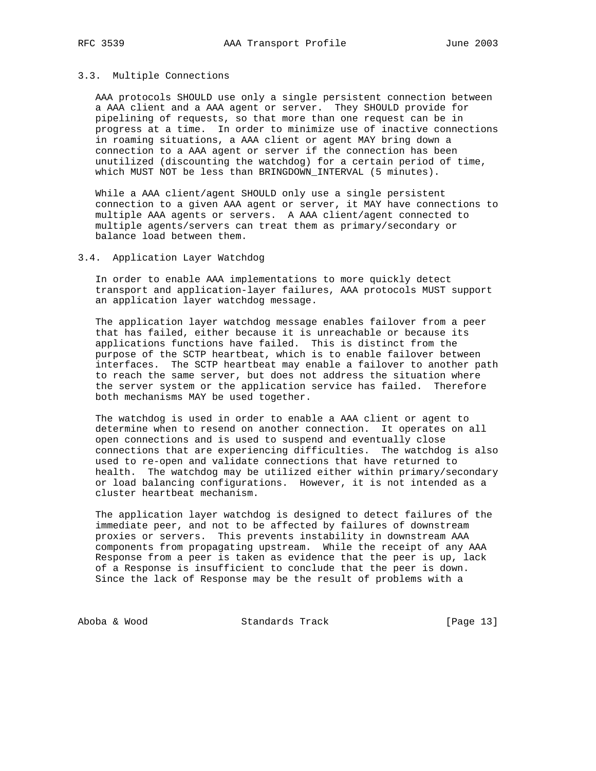### 3.3. Multiple Connections

AAA protocols SHOULD use only a single persistent connection between a AAA client and a AAA agent or server. They SHOULD provide for pipelining of requests, so that more than one request can be in progress at a time. In order to minimize use of inactive connections in roaming situations, a AAA client or agent MAY bring down a connection to a AAA agent or server if the connection has been unutilized (discounting the watchdog) for a certain period of time, which MUST NOT be less than BRINGDOWN_INTERVAL (5 minutes).

While a AAA client/agent SHOULD only use a single persistent connection to a given AAA agent or server, it MAY have connections to multiple AAA agents or servers. A AAA client/agent connected to multiple agents/servers can treat them as primary/secondary or balance load between them.

### 3.4. Application Layer Watchdog

In order to enable AAA implementations to more quickly detect transport and application-layer failures, AAA protocols MUST support an application layer watchdog message.

The application layer watchdog message enables failover from a peer that has failed, either because it is unreachable or because its applications functions have failed. This is distinct from the purpose of the SCTP heartbeat, which is to enable failover between interfaces. The SCTP heartbeat may enable a failover to another path to reach the same server, but does not address the situation where the server system or the application service has failed. Therefore both mechanisms MAY be used together.

The watchdog is used in order to enable a AAA client or agent to determine when to resend on another connection. It operates on all open connections and is used to suspend and eventually close connections that are experiencing difficulties. The watchdog is also used to re-open and validate connections that have returned to health. The watchdog may be utilized either within primary/secondary or load balancing configurations. However, it is not intended as a cluster heartbeat mechanism.

The application layer watchdog is designed to detect failures of the immediate peer, and not to be affected by failures of downstream proxies or servers. This prevents instability in downstream AAA components from propagating upstream. While the receipt of any AAA Response from a peer is taken as evidence that the peer is up, lack of a Response is insufficient to conclude that the peer is down. Since the lack of Response may be the result of problems with a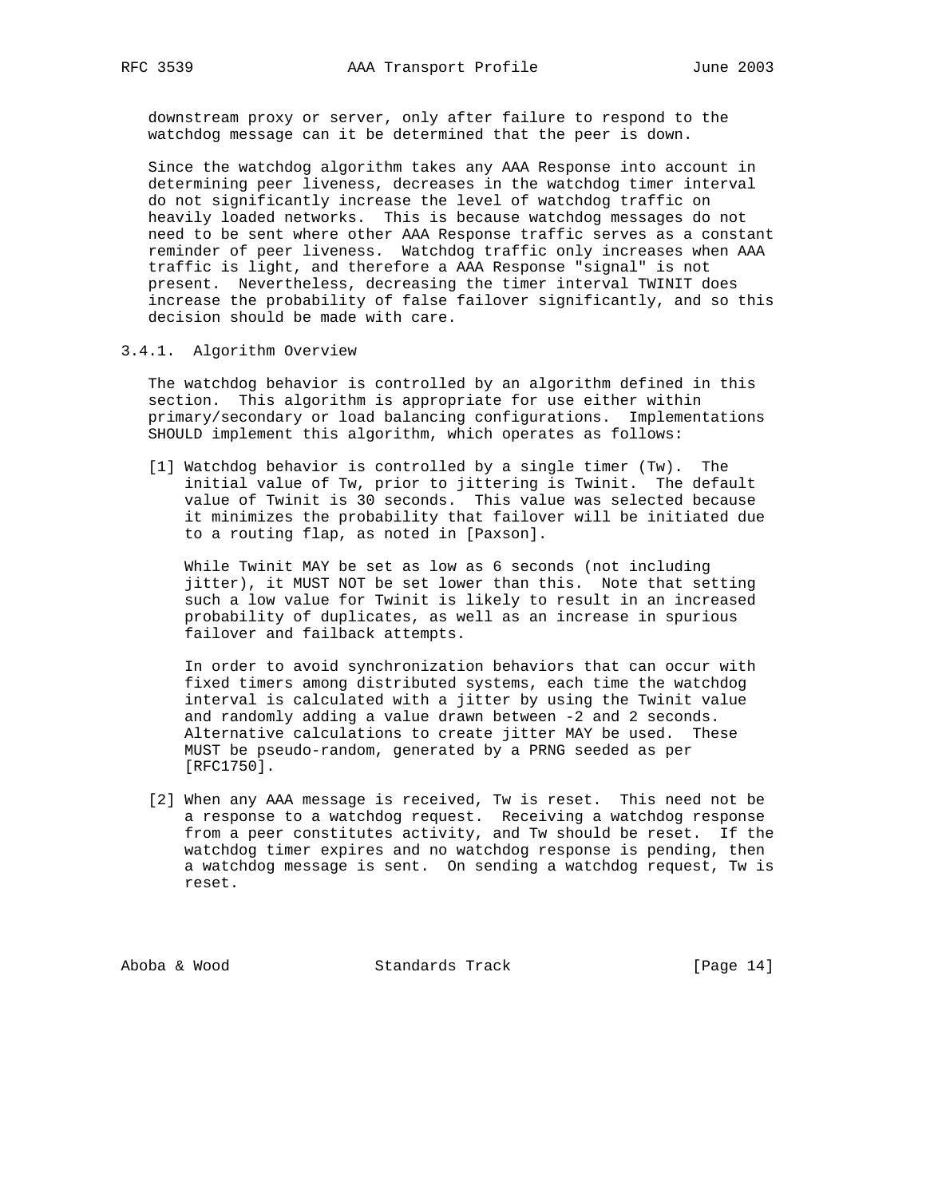downstream proxy or server, only after failure to respond to the watchdog message can it be determined that the peer is down.

Since the watchdog algorithm takes any AAA Response into account in determining peer liveness, decreases in the watchdog timer interval do not significantly increase the level of watchdog traffic on heavily loaded networks. This is because watchdog messages do not need to be sent where other AAA Response traffic serves as a constant reminder of peer liveness. Watchdog traffic only increases when AAA traffic is light, and therefore a AAA Response "signal" is not present. Nevertheless, decreasing the timer interval TWINIT does increase the probability of false failover significantly, and so this decision should be made with care.

### 3.4.1. Algorithm Overview

The watchdog behavior is controlled by an algorithm defined in this section. This algorithm is appropriate for use either within primary/secondary or load balancing configurations. Implementations SHOULD implement this algorithm, which operates as follows:

[1] Watchdog behavior is controlled by a single timer (Tw). The initial value of Tw, prior to jittering is Twinit. The default value of Twinit is 30 seconds. This value was selected because it minimizes the probability that failover will be initiated due to a routing flap, as noted in [Paxson].

While Twinit MAY be set as low as 6 seconds (not including jitter), it MUST NOT be set lower than this. Note that setting such a low value for Twinit is likely to result in an increased probability of duplicates, as well as an increase in spurious failover and failback attempts.

In order to avoid synchronization behaviors that can occur with fixed timers among distributed systems, each time the watchdog interval is calculated with a jitter by using the Twinit value and randomly adding a value drawn between -2 and 2 seconds. Alternative calculations to create jitter MAY be used. These MUST be pseudo-random, generated by a PRNG seeded as per [RFC1750].

[2] When any AAA message is received, Tw is reset. This need not be a response to a watchdog request. Receiving a watchdog response from a peer constitutes activity, and Tw should be reset. If the watchdog timer expires and no watchdog response is pending, then a watchdog message is sent. On sending a watchdog request, Tw is reset.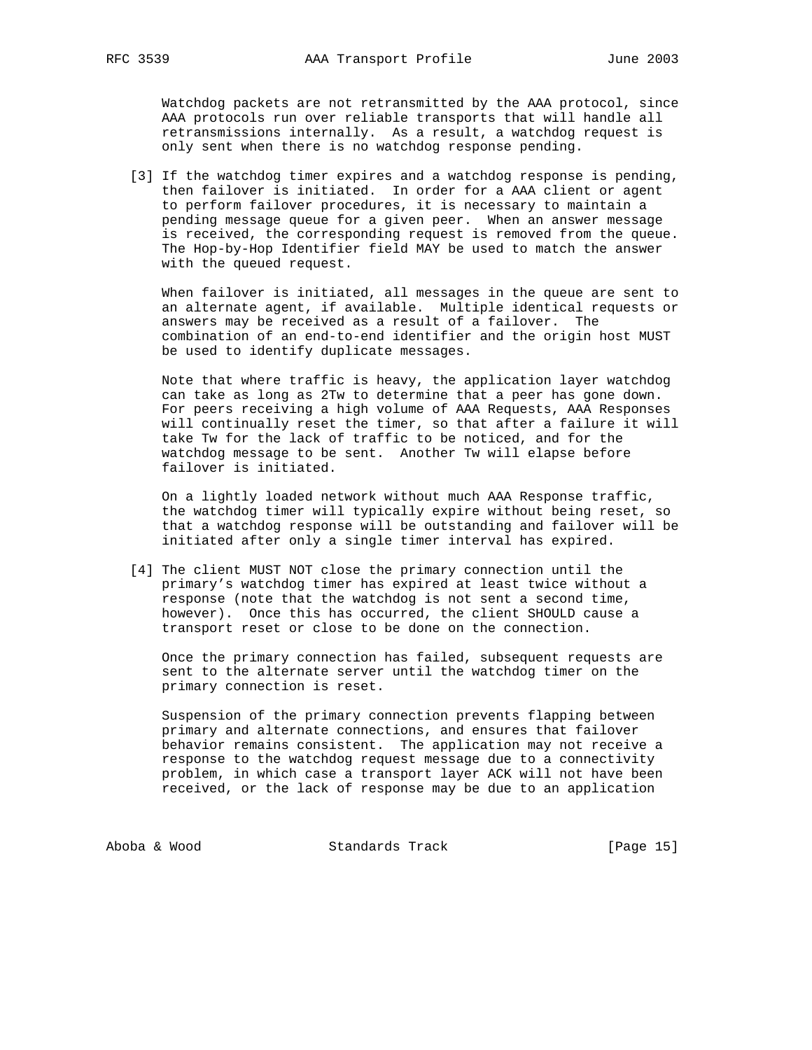Watchdog packets are not retransmitted by the AAA protocol, since AAA protocols run over reliable transports that will handle all retransmissions internally. As a result, a watchdog request is only sent when there is no watchdog response pending.

[3] If the watchdog timer expires and a watchdog response is pending, then failover is initiated. In order for a AAA client or agent to perform failover procedures, it is necessary to maintain a pending message queue for a given peer. When an answer message is received, the corresponding request is removed from the queue. The Hop-by-Hop Identifier field MAY be used to match the answer with the queued request.

When failover is initiated, all messages in the queue are sent to an alternate agent, if available. Multiple identical requests or answers may be received as a result of a failover. The combination of an end-to-end identifier and the origin host MUST be used to identify duplicate messages.

Note that where traffic is heavy, the application layer watchdog can take as long as 2Tw to determine that a peer has gone down. For peers receiving a high volume of AAA Requests, AAA Responses will continually reset the timer, so that after a failure it will take Tw for the lack of traffic to be noticed, and for the watchdog message to be sent. Another Tw will elapse before failover is initiated.

On a lightly loaded network without much AAA Response traffic, the watchdog timer will typically expire without being reset, so that a watchdog response will be outstanding and failover will be initiated after only a single timer interval has expired.

[4] The client MUST NOT close the primary connection until the primary's watchdog timer has expired at least twice without a response (note that the watchdog is not sent a second time, however). Once this has occurred, the client SHOULD cause a transport reset or close to be done on the connection.

Once the primary connection has failed, subsequent requests are sent to the alternate server until the watchdog timer on the primary connection is reset.

Suspension of the primary connection prevents flapping between primary and alternate connections, and ensures that failover behavior remains consistent. The application may not receive a response to the watchdog request message due to a connectivity problem, in which case a transport layer ACK will not have been received, or the lack of response may be due to an application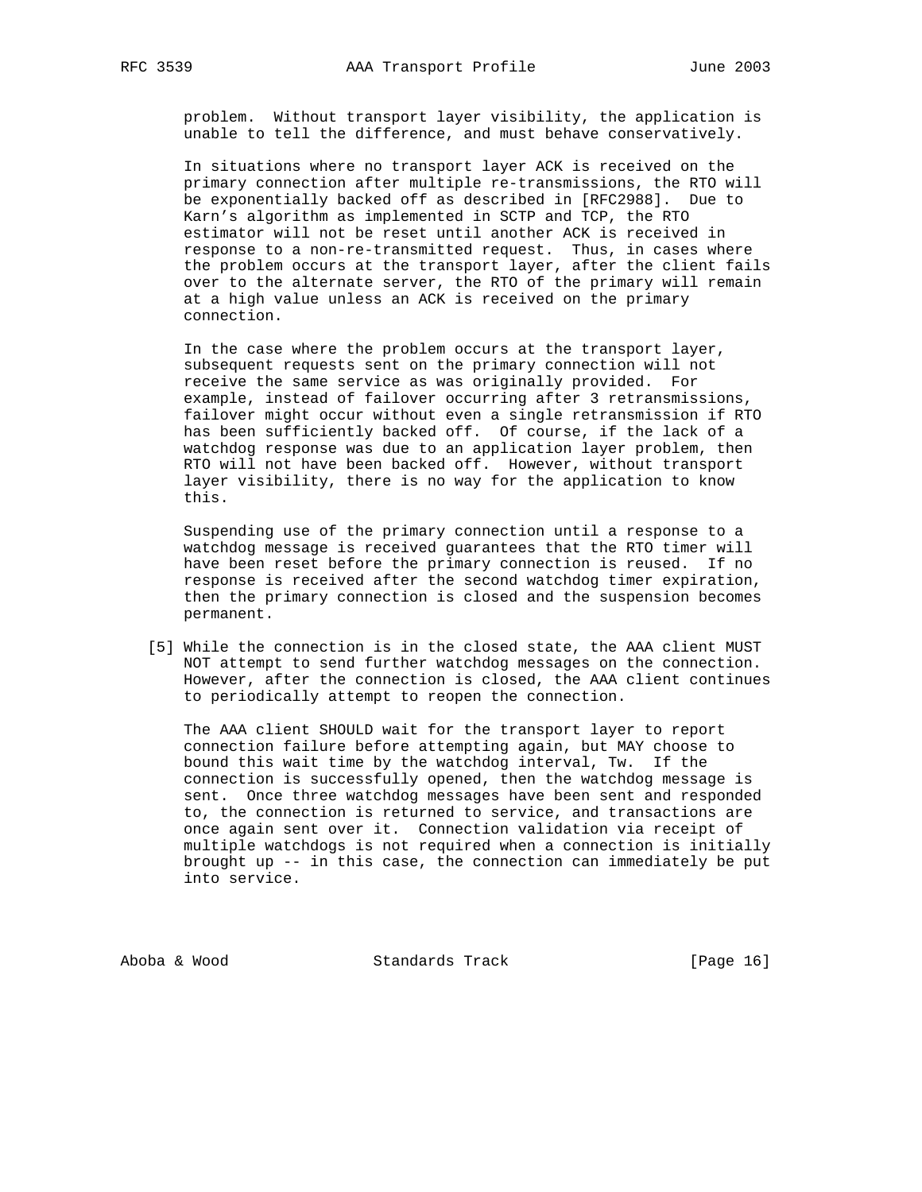problem. Without transport layer visibility, the application is unable to tell the difference, and must behave conservatively.

In situations where no transport layer ACK is received on the primary connection after multiple re-transmissions, the RTO will be exponentially backed off as described in [RFC2988]. Due to Karn's algorithm as implemented in SCTP and TCP, the RTO estimator will not be reset until another ACK is received in response to a non-re-transmitted request. Thus, in cases where the problem occurs at the transport layer, after the client fails over to the alternate server, the RTO of the primary will remain at a high value unless an ACK is received on the primary connection.

In the case where the problem occurs at the transport layer, subsequent requests sent on the primary connection will not receive the same service as was originally provided. For example, instead of failover occurring after 3 retransmissions, failover might occur without even a single retransmission if RTO has been sufficiently backed off. Of course, if the lack of a watchdog response was due to an application layer problem, then RTO will not have been backed off. However, without transport layer visibility, there is no way for the application to know this.

Suspending use of the primary connection until a response to a watchdog message is received guarantees that the RTO timer will have been reset before the primary connection is reused. If no response is received after the second watchdog timer expiration, then the primary connection is closed and the suspension becomes permanent.

[5] While the connection is in the closed state, the AAA client MUST NOT attempt to send further watchdog messages on the connection. However, after the connection is closed, the AAA client continues to periodically attempt to reopen the connection.

The AAA client SHOULD wait for the transport layer to report connection failure before attempting again, but MAY choose to bound this wait time by the watchdog interval, Tw. If the connection is successfully opened, then the watchdog message is sent. Once three watchdog messages have been sent and responded to, the connection is returned to service, and transactions are once again sent over it. Connection validation via receipt of multiple watchdogs is not required when a connection is initially brought up -- in this case, the connection can immediately be put into service.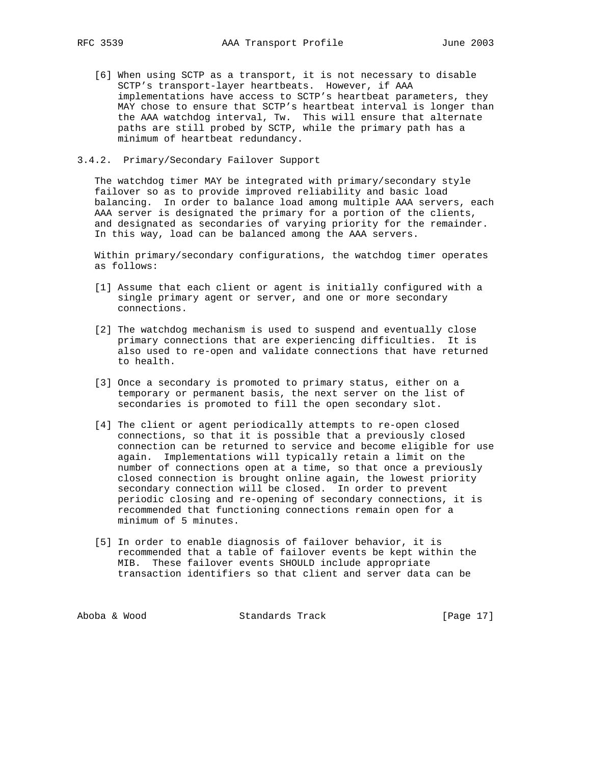[6] When using SCTP as a transport, it is not necessary to disable SCTP's transport-layer heartbeats. However, if AAA implementations have access to SCTP's heartbeat parameters, they MAY chose to ensure that SCTP's heartbeat interval is longer than the AAA watchdog interval, Tw. This will ensure that alternate paths are still probed by SCTP, while the primary path has a minimum of heartbeat redundancy.

### 3.4.2. Primary/Secondary Failover Support

The watchdog timer MAY be integrated with primary/secondary style failover so as to provide improved reliability and basic load balancing. In order to balance load among multiple AAA servers, each AAA server is designated the primary for a portion of the clients, and designated as secondaries of varying priority for the remainder. In this way, load can be balanced among the AAA servers.

Within primary/secondary configurations, the watchdog timer operates as follows:

[1] Assume that each client or agent is initially configured with a single primary agent or server, and one or more secondary connections.

[2] The watchdog mechanism is used to suspend and eventually close primary connections that are experiencing difficulties. It is also used to re-open and validate connections that have returned to health.

[3] Once a secondary is promoted to primary status, either on a temporary or permanent basis, the next server on the list of secondaries is promoted to fill the open secondary slot.

[4] The client or agent periodically attempts to re-open closed connections, so that it is possible that a previously closed connection can be returned to service and become eligible for use again. Implementations will typically retain a limit on the number of connections open at a time, so that once a previously closed connection is brought online again, the lowest priority secondary connection will be closed. In order to prevent periodic closing and re-opening of secondary connections, it is recommended that functioning connections remain open for a minimum of 5 minutes.

[5] In order to enable diagnosis of failover behavior, it is recommended that a table of failover events be kept within the MIB. These failover events SHOULD include appropriate transaction identifiers so that client and server data can be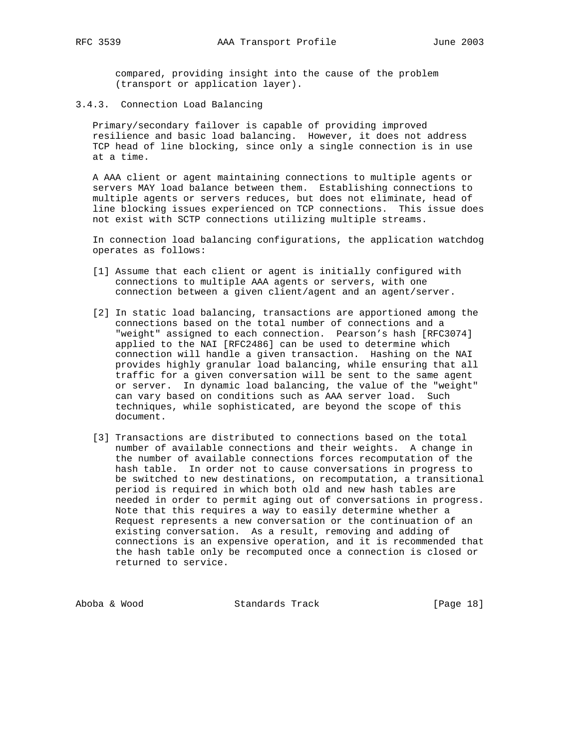compared, providing insight into the cause of the problem (transport or application layer).

### 3.4.3. Connection Load Balancing

Primary/secondary failover is capable of providing improved resilience and basic load balancing. However, it does not address TCP head of line blocking, since only a single connection is in use at a time.

A AAA client or agent maintaining connections to multiple agents or servers MAY load balance between them. Establishing connections to multiple agents or servers reduces, but does not eliminate, head of line blocking issues experienced on TCP connections. This issue does not exist with SCTP connections utilizing multiple streams.

In connection load balancing configurations, the application watchdog operates as follows:

[1] Assume that each client or agent is initially configured with connections to multiple AAA agents or servers, with one connection between a given client/agent and an agent/server.

[2] In static load balancing, transactions are apportioned among the connections based on the total number of connections and a "weight" assigned to each connection. Pearson's hash [RFC3074] applied to the NAI [RFC2486] can be used to determine which connection will handle a given transaction. Hashing on the NAI provides highly granular load balancing, while ensuring that all traffic for a given conversation will be sent to the same agent or server. In dynamic load balancing, the value of the "weight" can vary based on conditions such as AAA server load. Such techniques, while sophisticated, are beyond the scope of this document.

[3] Transactions are distributed to connections based on the total number of available connections and their weights. A change in the number of available connections forces recomputation of the hash table. In order not to cause conversations in progress to be switched to new destinations, on recomputation, a transitional period is required in which both old and new hash tables are needed in order to permit aging out of conversations in progress. Note that this requires a way to easily determine whether a Request represents a new conversation or the continuation of an existing conversation. As a result, removing and adding of connections is an expensive operation, and it is recommended that the hash table only be recomputed once a connection is closed or returned to service.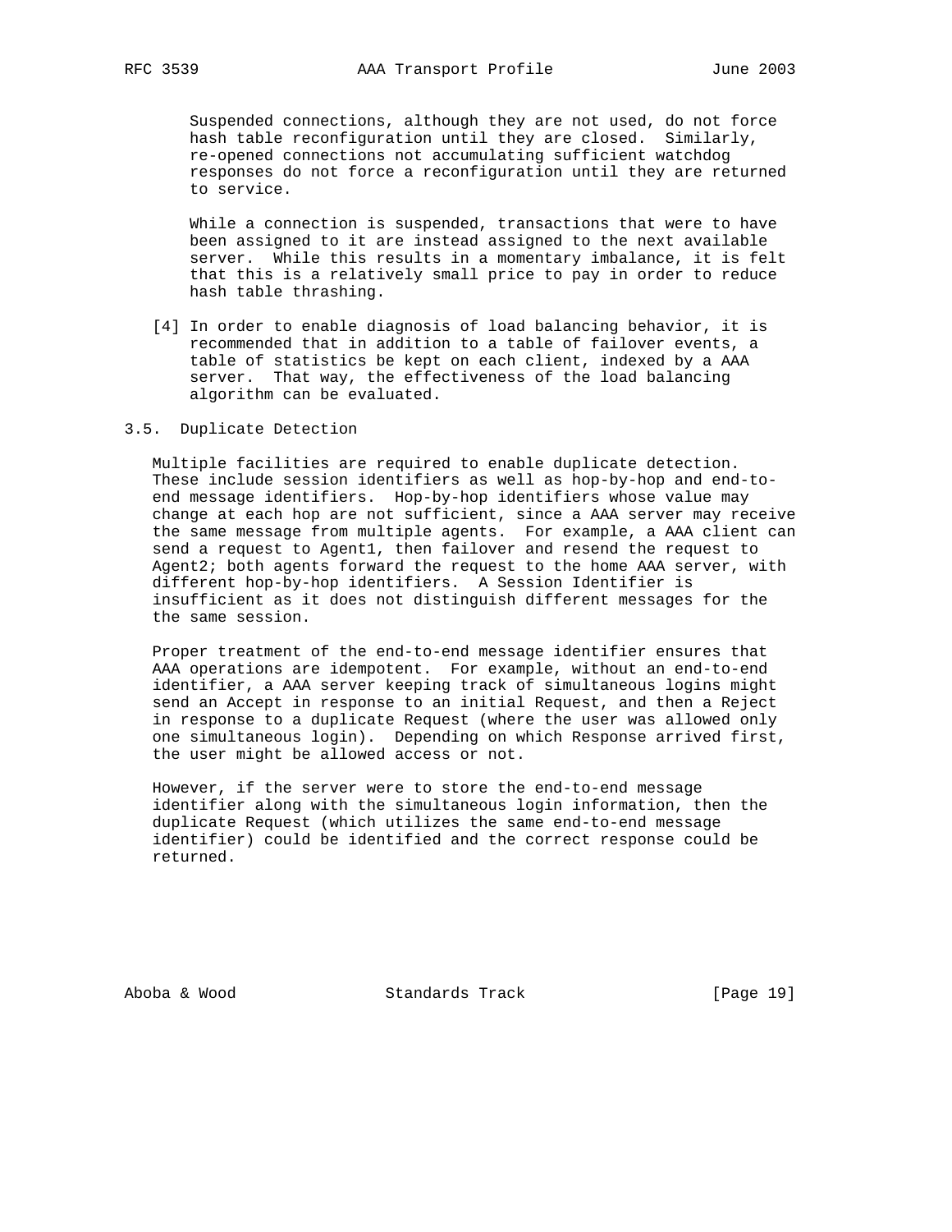Suspended connections, although they are not used, do not force hash table reconfiguration until they are closed. Similarly, re-opened connections not accumulating sufficient watchdog responses do not force a reconfiguration until they are returned to service.

While a connection is suspended, transactions that were to have been assigned to it are instead assigned to the next available server. While this results in a momentary imbalance, it is felt that this is a relatively small price to pay in order to reduce hash table thrashing.

[4] In order to enable diagnosis of load balancing behavior, it is recommended that in addition to a table of failover events, a table of statistics be kept on each client, indexed by a AAA server. That way, the effectiveness of the load balancing algorithm can be evaluated.

## 3.5. Duplicate Detection

Multiple facilities are required to enable duplicate detection. These include session identifiers as well as hop-by-hop and end-to-end message identifiers. Hop-by-hop identifiers whose value may change at each hop are not sufficient, since a AAA server may receive the same message from multiple agents. For example, a AAA client can send a request to Agent1, then failover and resend the request to Agent2; both agents forward the request to the home AAA server, with different hop-by-hop identifiers. A Session Identifier is insufficient as it does not distinguish different messages for the the same session.

Proper treatment of the end-to-end message identifier ensures that AAA operations are idempotent. For example, without an end-to-end identifier, a AAA server keeping track of simultaneous logins might send an Accept in response to an initial Request, and then a Reject in response to a duplicate Request (where the user was allowed only one simultaneous login). Depending on which Response arrived first, the user might be allowed access or not.

However, if the server were to store the end-to-end message identifier along with the simultaneous login information, then the duplicate Request (which utilizes the same end-to-end message identifier) could be identified and the correct response could be returned.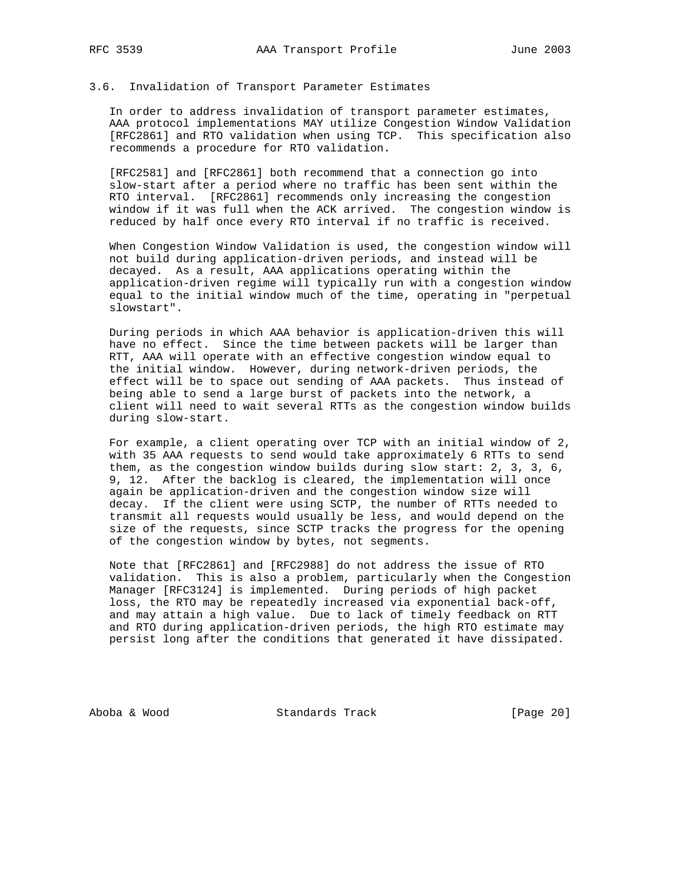### 3.6. Invalidation of Transport Parameter Estimates

In order to address invalidation of transport parameter estimates, AAA protocol implementations MAY utilize Congestion Window Validation [RFC2861] and RTO validation when using TCP. This specification also recommends a procedure for RTO validation.

[RFC2581] and [RFC2861] both recommend that a connection go into slow-start after a period where no traffic has been sent within the RTO interval. [RFC2861] recommends only increasing the congestion window if it was full when the ACK arrived. The congestion window is reduced by half once every RTO interval if no traffic is received.

When Congestion Window Validation is used, the congestion window will not build during application-driven periods, and instead will be decayed. As a result, AAA applications operating within the application-driven regime will typically run with a congestion window equal to the initial window much of the time, operating in "perpetual slowstart".

During periods in which AAA behavior is application-driven this will have no effect. Since the time between packets will be larger than RTT, AAA will operate with an effective congestion window equal to the initial window. However, during network-driven periods, the effect will be to space out sending of AAA packets. Thus instead of being able to send a large burst of packets into the network, a client will need to wait several RTTs as the congestion window builds during slow-start.

For example, a client operating over TCP with an initial window of 2, with 35 AAA requests to send would take approximately 6 RTTs to send them, as the congestion window builds during slow start: 2, 3, 3, 6, 9, 12. After the backlog is cleared, the implementation will once again be application-driven and the congestion window size will decay. If the client were using SCTP, the number of RTTs needed to transmit all requests would usually be less, and would depend on the size of the requests, since SCTP tracks the progress for the opening of the congestion window by bytes, not segments.

Note that [RFC2861] and [RFC2988] do not address the issue of RTO validation. This is also a problem, particularly when the Congestion Manager [RFC3124] is implemented. During periods of high packet loss, the RTO may be repeatedly increased via exponential back-off, and may attain a high value. Due to lack of timely feedback on RTT and RTO during application-driven periods, the high RTO estimate may persist long after the conditions that generated it have dissipated.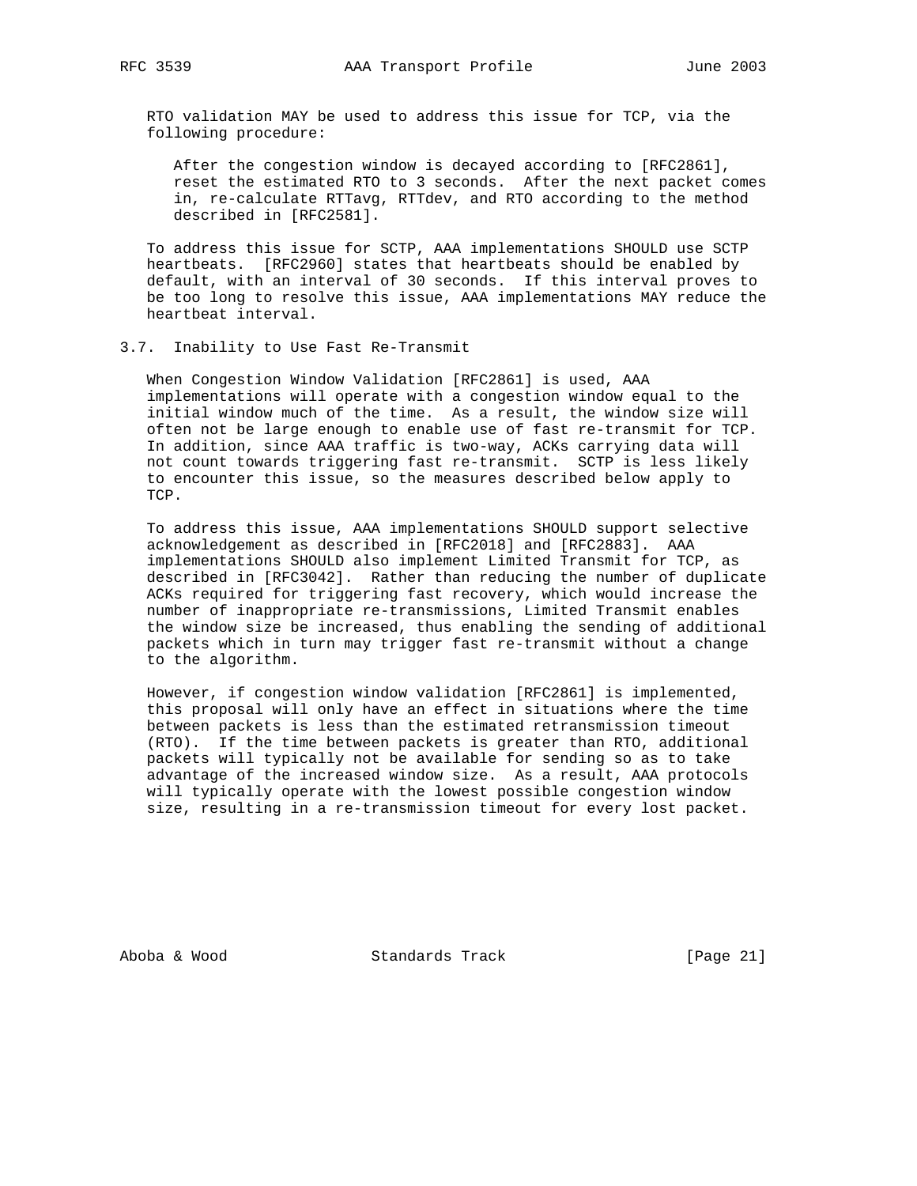RTO validation MAY be used to address this issue for TCP, via the following procedure:

> After the congestion window is decayed according to [RFC2861], reset the estimated RTO to 3 seconds. After the next packet comes in, re-calculate RTTavg, RTTdev, and RTO according to the method described in [RFC2581].

To address this issue for SCTP, AAA implementations SHOULD use SCTP heartbeats. [RFC2960] states that heartbeats should be enabled by default, with an interval of 30 seconds. If this interval proves to be too long to resolve this issue, AAA implementations MAY reduce the heartbeat interval.

### 3.7. Inability to Use Fast Re-Transmit

When Congestion Window Validation [RFC2861] is used, AAA implementations will operate with a congestion window equal to the initial window much of the time. As a result, the window size will often not be large enough to enable use of fast re-transmit for TCP. In addition, since AAA traffic is two-way, ACKs carrying data will not count towards triggering fast re-transmit. SCTP is less likely to encounter this issue, so the measures described below apply to TCP.

To address this issue, AAA implementations SHOULD support selective acknowledgement as described in [RFC2018] and [RFC2883]. AAA implementations SHOULD also implement Limited Transmit for TCP, as described in [RFC3042]. Rather than reducing the number of duplicate ACKs required for triggering fast recovery, which would increase the number of inappropriate re-transmissions, Limited Transmit enables the window size be increased, thus enabling the sending of additional packets which in turn may trigger fast re-transmit without a change to the algorithm.

However, if congestion window validation [RFC2861] is implemented, this proposal will only have an effect in situations where the time between packets is less than the estimated retransmission timeout (RTO). If the time between packets is greater than RTO, additional packets will typically not be available for sending so as to take advantage of the increased window size. As a result, AAA protocols will typically operate with the lowest possible congestion window size, resulting in a re-transmission timeout for every lost packet.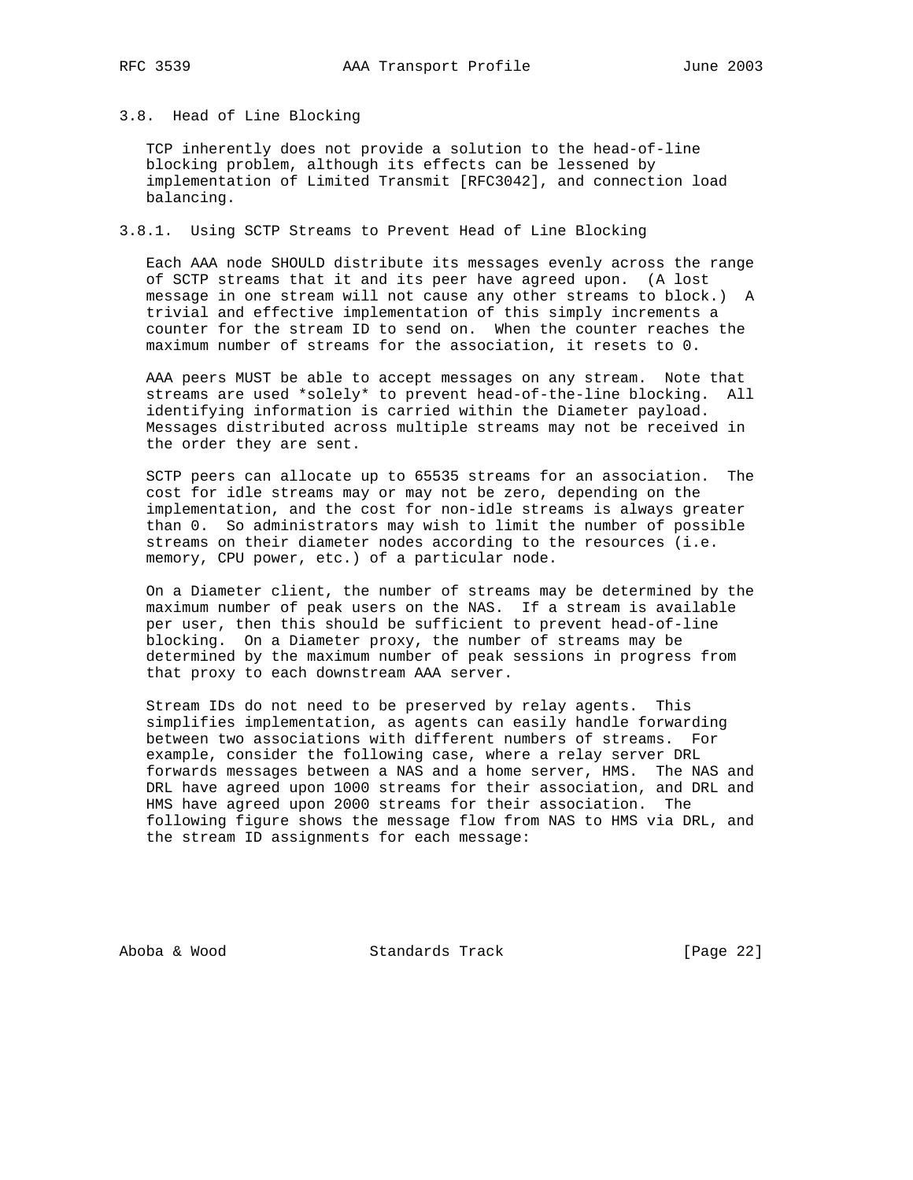### 3.8. Head of Line Blocking

TCP inherently does not provide a solution to the head-of-line blocking problem, although its effects can be lessened by implementation of Limited Transmit [RFC3042], and connection load balancing.

#### 3.8.1. Using SCTP Streams to Prevent Head of Line Blocking

Each AAA node SHOULD distribute its messages evenly across the range of SCTP streams that it and its peer have agreed upon. (A lost message in one stream will not cause any other streams to block.) A trivial and effective implementation of this simply increments a counter for the stream ID to send on. When the counter reaches the maximum number of streams for the association, it resets to 0.

AAA peers MUST be able to accept messages on any stream. Note that streams are used *solely* to prevent head-of-the-line blocking. All identifying information is carried within the Diameter payload. Messages distributed across multiple streams may not be received in the order they are sent.

SCTP peers can allocate up to 65535 streams for an association. The cost for idle streams may or may not be zero, depending on the implementation, and the cost for non-idle streams is always greater than 0. So administrators may wish to limit the number of possible streams on their diameter nodes according to the resources (i.e. memory, CPU power, etc.) of a particular node.

On a Diameter client, the number of streams may be determined by the maximum number of peak users on the NAS. If a stream is available per user, then this should be sufficient to prevent head-of-line blocking. On a Diameter proxy, the number of streams may be determined by the maximum number of peak sessions in progress from that proxy to each downstream AAA server.

Stream IDs do not need to be preserved by relay agents. This simplifies implementation, as agents can easily handle forwarding between two associations with different numbers of streams. For example, consider the following case, where a relay server DRL forwards messages between a NAS and a home server, HMS. The NAS and DRL have agreed upon 1000 streams for their association, and DRL and HMS have agreed upon 2000 streams for their association. The following figure shows the message flow from NAS to HMS via DRL, and the stream ID assignments for each message: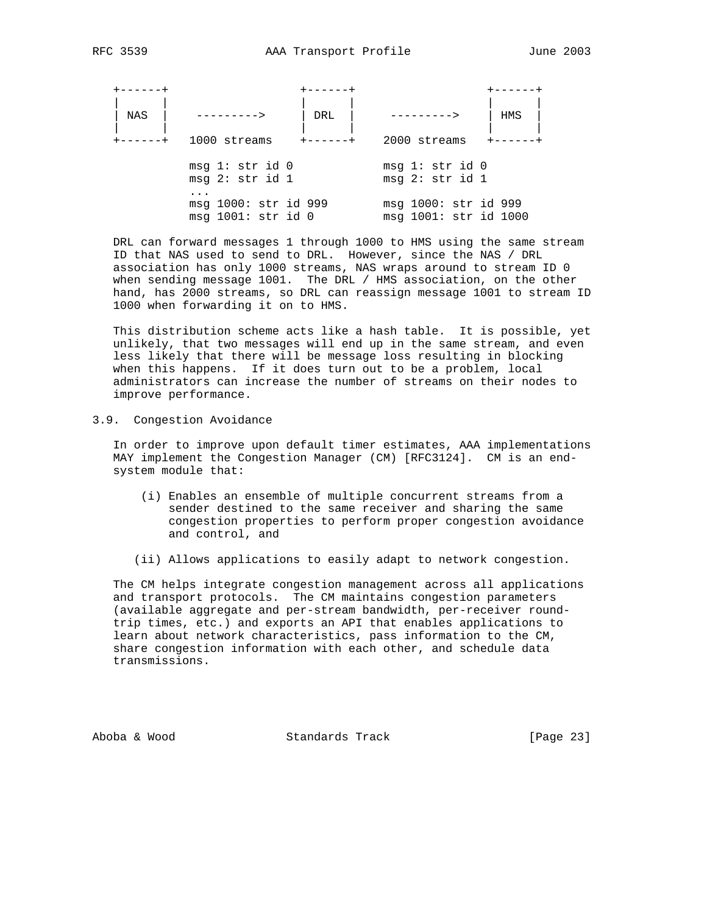```
+------+                  +------+                  +------+
|      |                  |      |                  |      |
| NAS  |    --------->    | DRL  |    --------->    | HMS  |
|      |                  |      |                  |      |
+------+   1000 streams   +------+   2000 streams   +------+

           msg 1: str id 0           msg 1: str id 0
           msg 2: str id 1           msg 2: str id 1
           ...
           msg 1000: str id 999      msg 1000: str id 999
           msg 1001: str id 0        msg 1001: str id 1000
```

DRL can forward messages 1 through 1000 to HMS using the same stream ID that NAS used to send to DRL. However, since the NAS / DRL association has only 1000 streams, NAS wraps around to stream ID 0 when sending message 1001. The DRL / HMS association, on the other hand, has 2000 streams, so DRL can reassign message 1001 to stream ID 1000 when forwarding it on to HMS.

This distribution scheme acts like a hash table. It is possible, yet unlikely, that two messages will end up in the same stream, and even less likely that there will be message loss resulting in blocking when this happens. If it does turn out to be a problem, local administrators can increase the number of streams on their nodes to improve performance.

## 3.9. Congestion Avoidance

In order to improve upon default timer estimates, AAA implementations MAY implement the Congestion Manager (CM) [RFC3124]. CM is an end-system module that:

(i) Enables an ensemble of multiple concurrent streams from a sender destined to the same receiver and sharing the same congestion properties to perform proper congestion avoidance and control, and

(ii) Allows applications to easily adapt to network congestion.

The CM helps integrate congestion management across all applications and transport protocols. The CM maintains congestion parameters (available aggregate and per-stream bandwidth, per-receiver round-trip times, etc.) and exports an API that enables applications to learn about network characteristics, pass information to the CM, share congestion information with each other, and schedule data transmissions.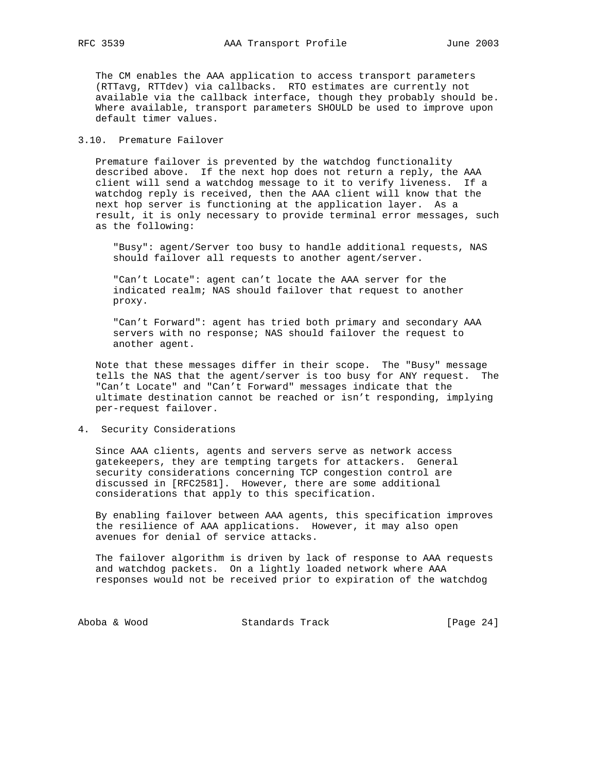The CM enables the AAA application to access transport parameters (RTTavg, RTTdev) via callbacks. RTO estimates are currently not available via the callback interface, though they probably should be. Where available, transport parameters SHOULD be used to improve upon default timer values.

### 3.10. Premature Failover

Premature failover is prevented by the watchdog functionality described above. If the next hop does not return a reply, the AAA client will send a watchdog message to it to verify liveness. If a watchdog reply is received, then the AAA client will know that the next hop server is functioning at the application layer. As a result, it is only necessary to provide terminal error messages, such as the following:

"Busy": agent/Server too busy to handle additional requests, NAS should failover all requests to another agent/server.

"Can't Locate": agent can't locate the AAA server for the indicated realm; NAS should failover that request to another proxy.

"Can't Forward": agent has tried both primary and secondary AAA servers with no response; NAS should failover the request to another agent.

Note that these messages differ in their scope. The "Busy" message tells the NAS that the agent/server is too busy for ANY request. The "Can't Locate" and "Can't Forward" messages indicate that the ultimate destination cannot be reached or isn't responding, implying per-request failover.

## 4. Security Considerations

Since AAA clients, agents and servers serve as network access gatekeepers, they are tempting targets for attackers. General security considerations concerning TCP congestion control are discussed in [RFC2581]. However, there are some additional considerations that apply to this specification.

By enabling failover between AAA agents, this specification improves the resilience of AAA applications. However, it may also open avenues for denial of service attacks.

The failover algorithm is driven by lack of response to AAA requests and watchdog packets. On a lightly loaded network where AAA responses would not be received prior to expiration of the watchdog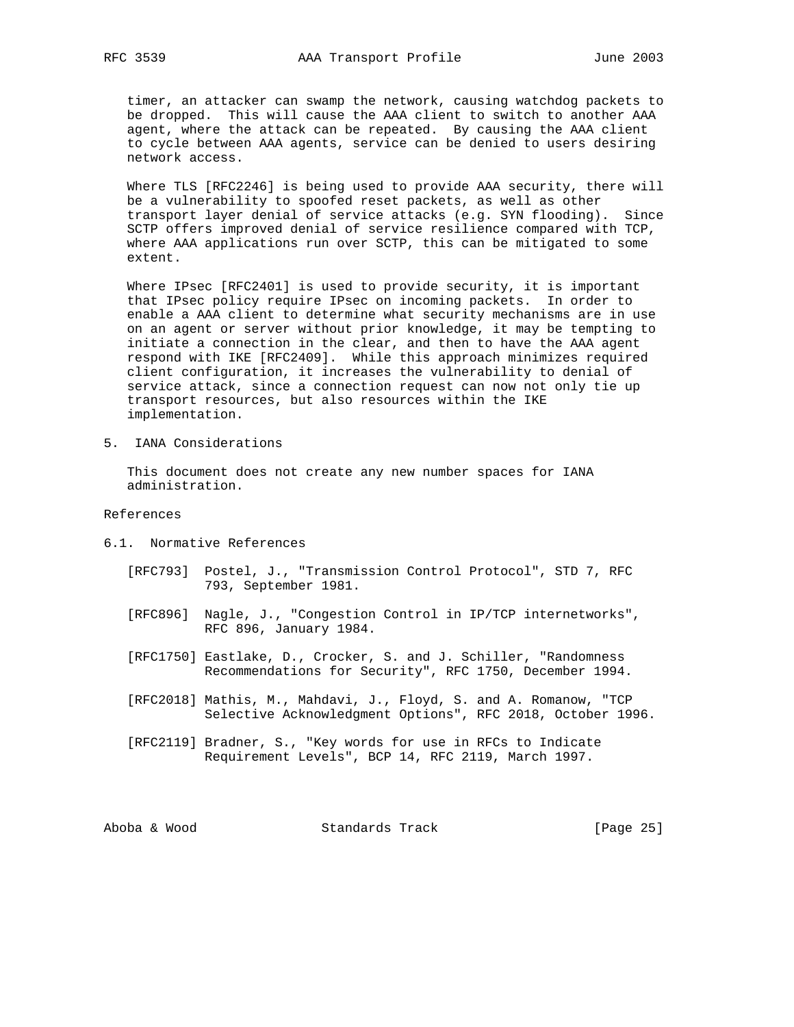timer, an attacker can swamp the network, causing watchdog packets to be dropped. This will cause the AAA client to switch to another AAA agent, where the attack can be repeated. By causing the AAA client to cycle between AAA agents, service can be denied to users desiring network access.

Where TLS [RFC2246] is being used to provide AAA security, there will be a vulnerability to spoofed reset packets, as well as other transport layer denial of service attacks (e.g. SYN flooding). Since SCTP offers improved denial of service resilience compared with TCP, where AAA applications run over SCTP, this can be mitigated to some extent.

Where IPsec [RFC2401] is used to provide security, it is important that IPsec policy require IPsec on incoming packets. In order to enable a AAA client to determine what security mechanisms are in use on an agent or server without prior knowledge, it may be tempting to initiate a connection in the clear, and then to have the AAA agent respond with IKE [RFC2409]. While this approach minimizes required client configuration, it increases the vulnerability to denial of service attack, since a connection request can now not only tie up transport resources, but also resources within the IKE implementation.

## 5. IANA Considerations

This document does not create any new number spaces for IANA administration.

## References

### 6.1. Normative References

[RFC793] Postel, J., "Transmission Control Protocol", STD 7, RFC 793, September 1981.

[RFC896] Nagle, J., "Congestion Control in IP/TCP internetworks", RFC 896, January 1984.

[RFC1750] Eastlake, D., Crocker, S. and J. Schiller, "Randomness Recommendations for Security", RFC 1750, December 1994.

[RFC2018] Mathis, M., Mahdavi, J., Floyd, S. and A. Romanow, "TCP Selective Acknowledgment Options", RFC 2018, October 1996.

[RFC2119] Bradner, S., "Key words for use in RFCs to Indicate Requirement Levels", BCP 14, RFC 2119, March 1997.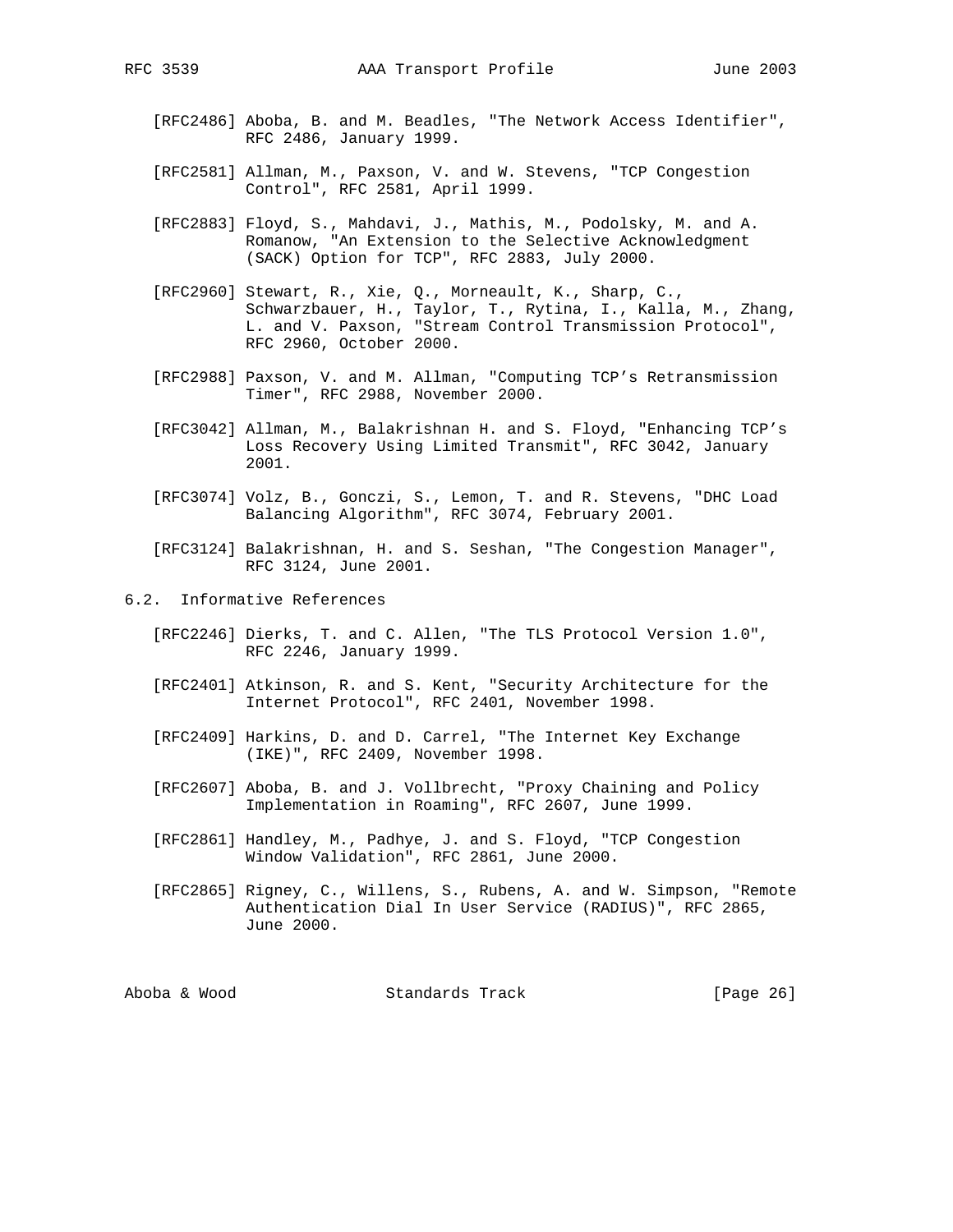[RFC2486] Aboba, B. and M. Beadles, "The Network Access Identifier", RFC 2486, January 1999.

[RFC2581] Allman, M., Paxson, V. and W. Stevens, "TCP Congestion Control", RFC 2581, April 1999.

[RFC2883] Floyd, S., Mahdavi, J., Mathis, M., Podolsky, M. and A. Romanow, "An Extension to the Selective Acknowledgment (SACK) Option for TCP", RFC 2883, July 2000.

[RFC2960] Stewart, R., Xie, Q., Morneault, K., Sharp, C., Schwarzbauer, H., Taylor, T., Rytina, I., Kalla, M., Zhang, L. and V. Paxson, "Stream Control Transmission Protocol", RFC 2960, October 2000.

[RFC2988] Paxson, V. and M. Allman, "Computing TCP's Retransmission Timer", RFC 2988, November 2000.

[RFC3042] Allman, M., Balakrishnan H. and S. Floyd, "Enhancing TCP's Loss Recovery Using Limited Transmit", RFC 3042, January 2001.

[RFC3074] Volz, B., Gonczi, S., Lemon, T. and R. Stevens, "DHC Load Balancing Algorithm", RFC 3074, February 2001.

[RFC3124] Balakrishnan, H. and S. Seshan, "The Congestion Manager", RFC 3124, June 2001.

## 6.2. Informative References

[RFC2246] Dierks, T. and C. Allen, "The TLS Protocol Version 1.0", RFC 2246, January 1999.

[RFC2401] Atkinson, R. and S. Kent, "Security Architecture for the Internet Protocol", RFC 2401, November 1998.

[RFC2409] Harkins, D. and D. Carrel, "The Internet Key Exchange (IKE)", RFC 2409, November 1998.

[RFC2607] Aboba, B. and J. Vollbrecht, "Proxy Chaining and Policy Implementation in Roaming", RFC 2607, June 1999.

[RFC2861] Handley, M., Padhye, J. and S. Floyd, "TCP Congestion Window Validation", RFC 2861, June 2000.

[RFC2865] Rigney, C., Willens, S., Rubens, A. and W. Simpson, "Remote Authentication Dial In User Service (RADIUS)", RFC 2865, June 2000.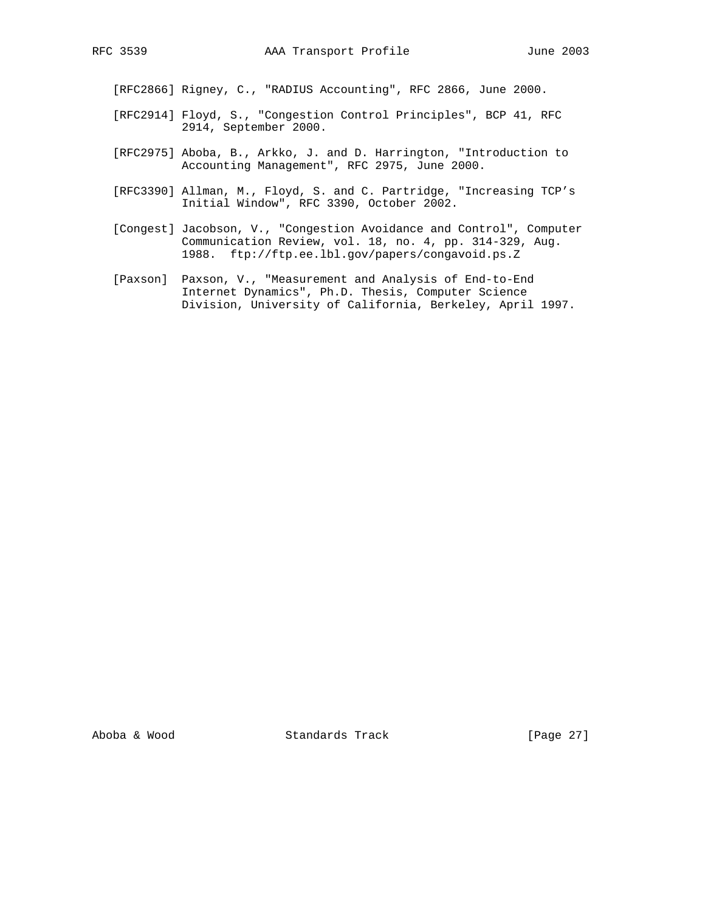[RFC2866] Rigney, C., "RADIUS Accounting", RFC 2866, June 2000.

[RFC2914] Floyd, S., "Congestion Control Principles", BCP 41, RFC 2914, September 2000.

[RFC2975] Aboba, B., Arkko, J. and D. Harrington, "Introduction to Accounting Management", RFC 2975, June 2000.

[RFC3390] Allman, M., Floyd, S. and C. Partridge, "Increasing TCP's Initial Window", RFC 3390, October 2002.

[Congest] Jacobson, V., "Congestion Avoidance and Control", Computer Communication Review, vol. 18, no. 4, pp. 314-329, Aug. 1988. ftp://ftp.ee.lbl.gov/papers/congavoid.ps.Z

[Paxson] Paxson, V., "Measurement and Analysis of End-to-End Internet Dynamics", Ph.D. Thesis, Computer Science Division, University of California, Berkeley, April 1997.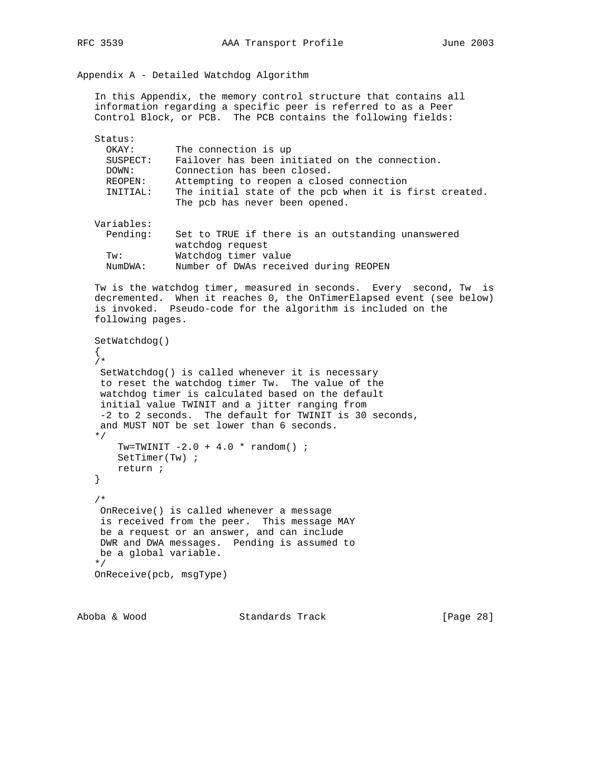## Appendix A - Detailed Watchdog Algorithm

In this Appendix, the memory control structure that contains all information regarding a specific peer is referred to as a Peer Control Block, or PCB. The PCB contains the following fields:

```
Status:
  OKAY:       The connection is up
  SUSPECT:    Failover has been initiated on the connection.
  DOWN:       Connection has been closed.
  REOPEN:     Attempting to reopen a closed connection
  INITIAL:    The initial state of the pcb when it is first created.
              The pcb has never been opened.

Variables:
  Pending:    Set to TRUE if there is an outstanding unanswered
              watchdog request
  Tw:         Watchdog timer value
  NumDWA:     Number of DWAs received during REOPEN
```

Tw is the watchdog timer, measured in seconds. Every second, Tw is decremented. When it reaches 0, the OnTimerElapsed event (see below) is invoked. Pseudo-code for the algorithm is included on the following pages.

```
SetWatchdog()
{
/*
 SetWatchdog() is called whenever it is necessary
 to reset the watchdog timer Tw.  The value of the
 watchdog timer is calculated based on the default
 initial value TWINIT and a jitter ranging from
 -2 to 2 seconds.  The default for TWINIT is 30 seconds,
 and MUST NOT be set lower than 6 seconds.
*/
    Tw=TWINIT -2.0 + 4.0 * random() ;
    SetTimer(Tw) ;
    return ;
}

/*
 OnReceive() is called whenever a message
 is received from the peer.  This message MAY
 be a request or an answer, and can include
 DWR and DWA messages.  Pending is assumed to
 be a global variable.
*/
OnReceive(pcb, msgType)
```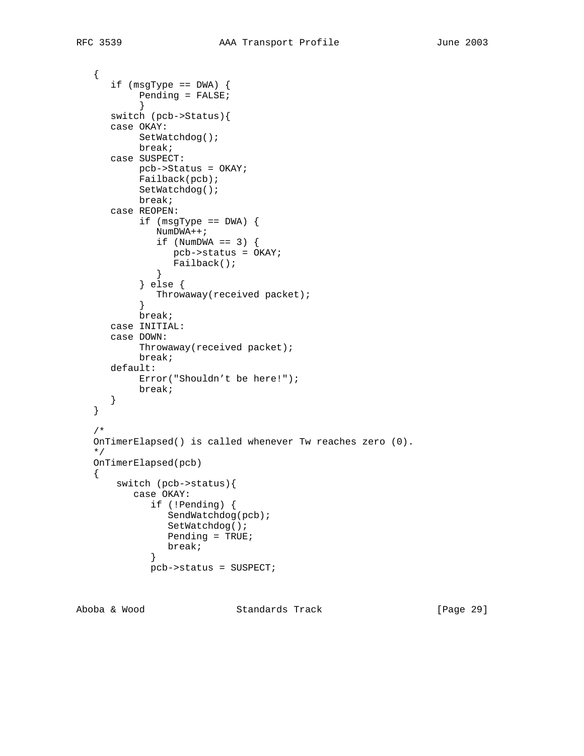```
   {
      if (msgType == DWA) {
           Pending = FALSE;
           }
      switch (pcb->Status){
      case OKAY:
           SetWatchdog();
           break;
      case SUSPECT:
           pcb->Status = OKAY;
           Failback(pcb);
           SetWatchdog();
           break;
      case REOPEN:
           if (msgType == DWA) {
              NumDWA++;
              if (NumDWA == 3) {
                 pcb->status = OKAY;
                 Failback();
              }
           } else {
              Throwaway(received packet);
           }
           break;
      case INITIAL:
      case DOWN:
           Throwaway(received packet);
           break;
      default:
           Error("Shouldn't be here!");
           break;
      }
   }

   /*
   OnTimerElapsed() is called whenever Tw reaches zero (0).
   */
   OnTimerElapsed(pcb)
   {
       switch (pcb->status){
          case OKAY:
             if (!Pending) {
                SendWatchdog(pcb);
                SetWatchdog();
                Pending = TRUE;
                break;
             }
             pcb->status = SUSPECT;
```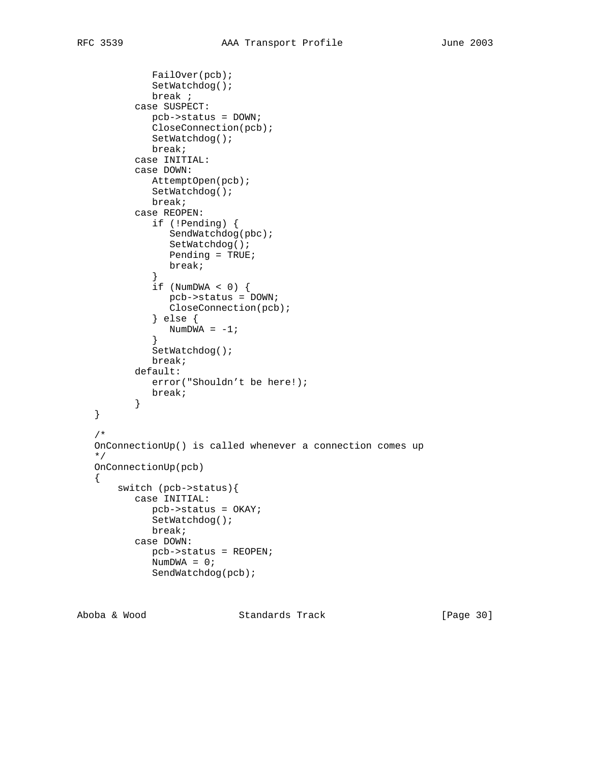```
            FailOver(pcb);
            SetWatchdog();
            break ;
         case SUSPECT:
            pcb->status = DOWN;
            CloseConnection(pcb);
            SetWatchdog();
            break;
         case INITIAL:
         case DOWN:
            AttemptOpen(pcb);
            SetWatchdog();
            break;
         case REOPEN:
            if (!Pending) {
               SendWatchdog(pbc);
               SetWatchdog();
               Pending = TRUE;
               break;
            }
            if (NumDWA < 0) {
               pcb->status = DOWN;
               CloseConnection(pcb);
            } else {
               NumDWA = -1;
            }
            SetWatchdog();
            break;
         default:
            error("Shouldn't be here!);
            break;
         }
   }

   /*
   OnConnectionUp() is called whenever a connection comes up
   */
   OnConnectionUp(pcb)
   {
       switch (pcb->status){
         case INITIAL:
            pcb->status = OKAY;
            SetWatchdog();
            break;
         case DOWN:
            pcb->status = REOPEN;
            NumDWA = 0;
            SendWatchdog(pcb);
```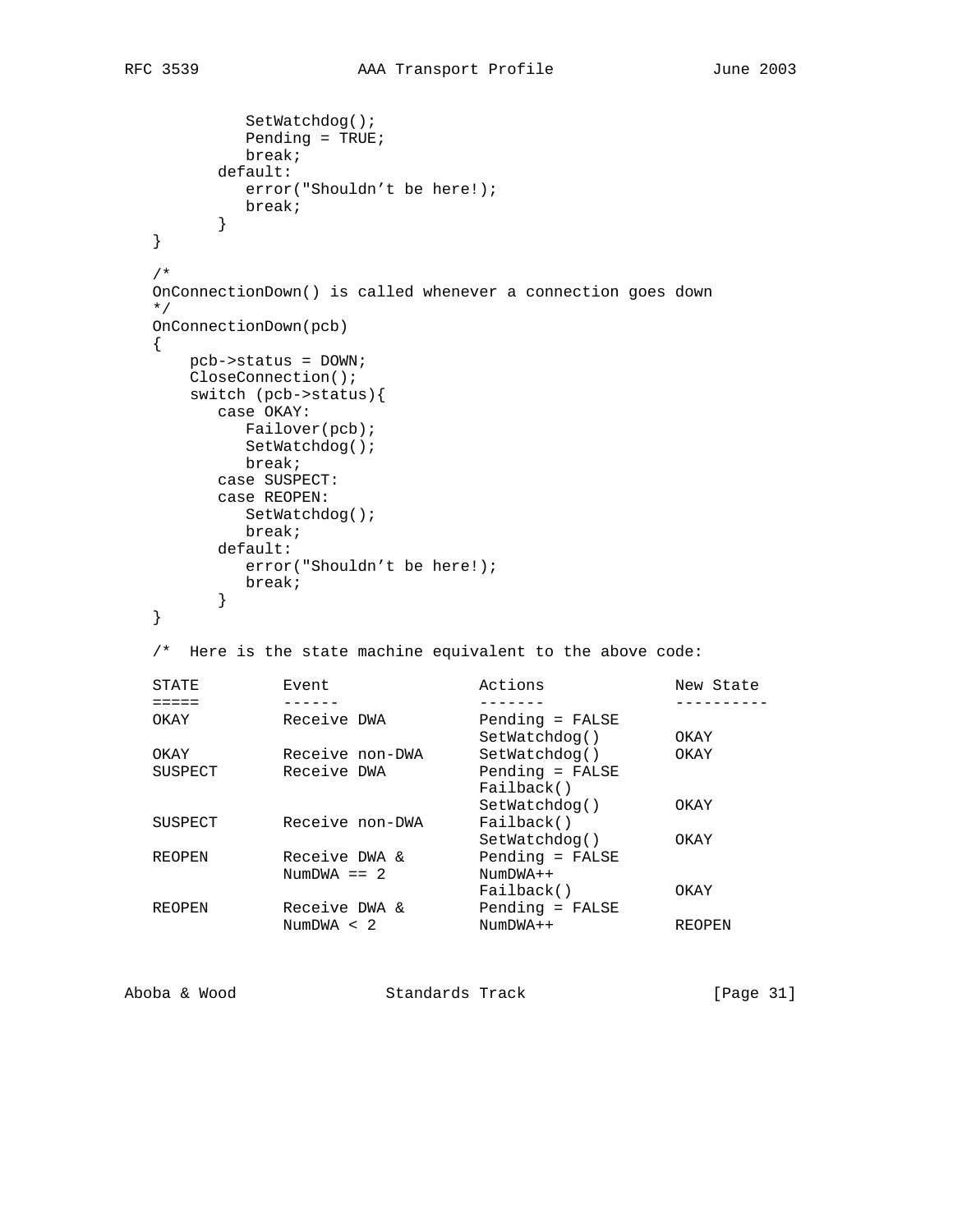```
            SetWatchdog();
            Pending = TRUE;
            break;
         default:
            error("Shouldn't be here!);
            break;
         }
   }

   /*
   OnConnectionDown() is called whenever a connection goes down
   */
   OnConnectionDown(pcb)
   {
       pcb->status = DOWN;
       CloseConnection();
       switch (pcb->status){
          case OKAY:
             Failover(pcb);
             SetWatchdog();
             break;
          case SUSPECT:
          case REOPEN:
             SetWatchdog();
             break;
          default:
             error("Shouldn't be here!);
             break;
          }
   }

   /*  Here is the state machine equivalent to the above code:

   STATE         Event               Actions             New State
   =====         ------              -------             ----------
   OKAY          Receive DWA         Pending = FALSE
                                     SetWatchdog()       OKAY
   OKAY          Receive non-DWA     SetWatchdog()       OKAY
   SUSPECT       Receive DWA         Pending = FALSE
                                     Failback()
                                     SetWatchdog()       OKAY
   SUSPECT       Receive non-DWA     Failback()
                                     SetWatchdog()       OKAY
   REOPEN        Receive DWA &       Pending = FALSE
                 NumDWA == 2         NumDWA++
                                     Failback()          OKAY
   REOPEN        Receive DWA &       Pending = FALSE
                 NumDWA < 2          NumDWA++            REOPEN
```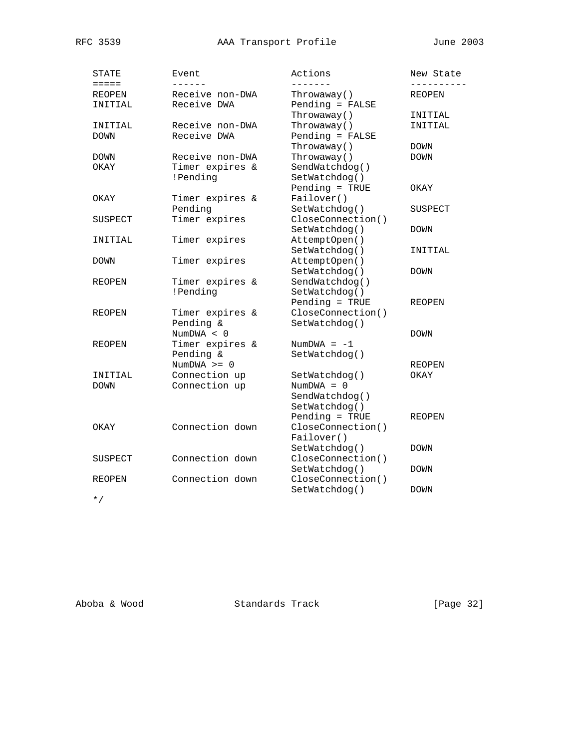```
STATE       Event              Actions            New State
=====       ------             -------            ----------
REOPEN      Receive non-DWA    Throwaway()        REOPEN
INITIAL     Receive DWA        Pending = FALSE
                               Throwaway()        INITIAL
INITIAL     Receive non-DWA    Throwaway()        INITIAL
DOWN        Receive DWA        Pending = FALSE
                               Throwaway()        DOWN
DOWN        Receive non-DWA    Throwaway()        DOWN
OKAY        Timer expires &    SendWatchdog()
            !Pending           SetWatchdog()
                               Pending = TRUE     OKAY
OKAY        Timer expires &    Failover()
            Pending            SetWatchdog()      SUSPECT
SUSPECT     Timer expires      CloseConnection()
                               SetWatchdog()      DOWN
INITIAL     Timer expires      AttemptOpen()
                               SetWatchdog()      INITIAL
DOWN        Timer expires      AttemptOpen()
                               SetWatchdog()      DOWN
REOPEN      Timer expires &    SendWatchdog()
            !Pending           SetWatchdog()
                               Pending = TRUE     REOPEN
REOPEN      Timer expires &    CloseConnection()
            Pending &          SetWatchdog()
            NumDWA < 0                            DOWN
REOPEN      Timer expires &    NumDWA = -1
            Pending &          SetWatchdog()
            NumDWA >= 0                           REOPEN
INITIAL     Connection up      SetWatchdog()      OKAY
DOWN        Connection up      NumDWA = 0
                               SendWatchdog()
                               SetWatchdog()
                               Pending = TRUE     REOPEN
OKAY        Connection down    CloseConnection()
                               Failover()
                               SetWatchdog()      DOWN
SUSPECT     Connection down    CloseConnection()
                               SetWatchdog()      DOWN
REOPEN      Connection down    CloseConnection()
                               SetWatchdog()      DOWN

*/
```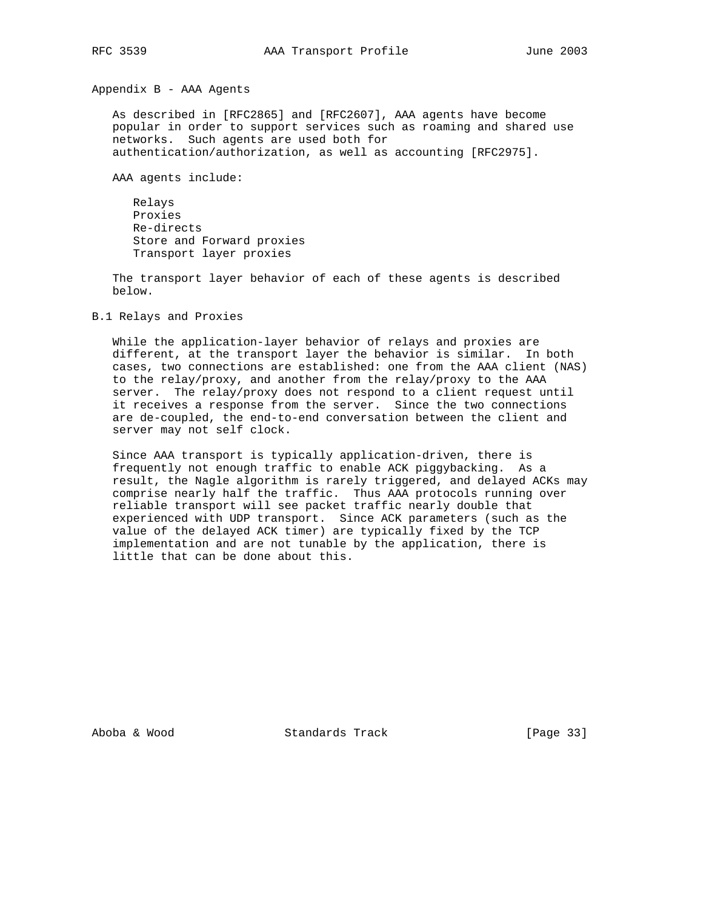## Appendix B - AAA Agents

As described in [RFC2865] and [RFC2607], AAA agents have become popular in order to support services such as roaming and shared use networks. Such agents are used both for authentication/authorization, as well as accounting [RFC2975].

AAA agents include:

- Relays
- Proxies
- Re-directs
- Store and Forward proxies
- Transport layer proxies

The transport layer behavior of each of these agents is described below.

### B.1 Relays and Proxies

While the application-layer behavior of relays and proxies are different, at the transport layer the behavior is similar. In both cases, two connections are established: one from the AAA client (NAS) to the relay/proxy, and another from the relay/proxy to the AAA server. The relay/proxy does not respond to a client request until it receives a response from the server. Since the two connections are de-coupled, the end-to-end conversation between the client and server may not self clock.

Since AAA transport is typically application-driven, there is frequently not enough traffic to enable ACK piggybacking. As a result, the Nagle algorithm is rarely triggered, and delayed ACKs may comprise nearly half the traffic. Thus AAA protocols running over reliable transport will see packet traffic nearly double that experienced with UDP transport. Since ACK parameters (such as the value of the delayed ACK timer) are typically fixed by the TCP implementation and are not tunable by the application, there is little that can be done about this.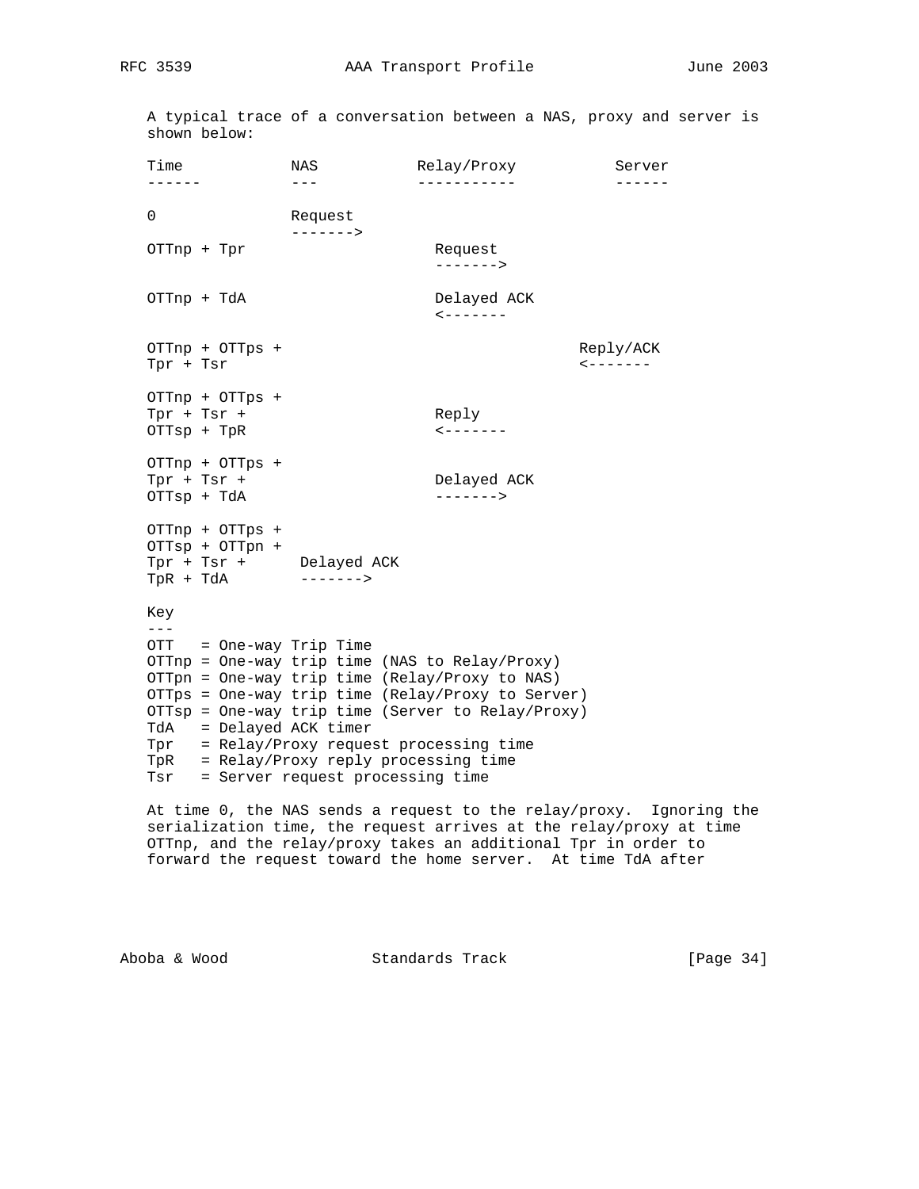A typical trace of a conversation between a NAS, proxy and server is shown below:

```
Time            NAS           Relay/Proxy          Server
------          ---           -----------          ------

0               Request
                ------->
OTTnp + Tpr                     Request
                                ------->

OTTnp + TdA                     Delayed ACK
                                <-------

OTTnp + OTTps +                                   Reply/ACK
Tpr + Tsr                                         <-------

OTTnp + OTTps +
Tpr + Tsr +                     Reply
OTTsp + TpR                     <-------

OTTnp + OTTps +
Tpr + Tsr +                     Delayed ACK
OTTsp + TdA                     ------->

OTTnp + OTTps +
OTTsp + OTTpn +
Tpr + Tsr +      Delayed ACK
TpR + TdA        ------->

Key
---
OTT   = One-way Trip Time
OTTnp = One-way trip time (NAS to Relay/Proxy)
OTTpn = One-way trip time (Relay/Proxy to NAS)
OTTps = One-way trip time (Relay/Proxy to Server)
OTTsp = One-way trip time (Server to Relay/Proxy)
TdA   = Delayed ACK timer
Tpr   = Relay/Proxy request processing time
TpR   = Relay/Proxy reply processing time
Tsr   = Server request processing time
```

At time 0, the NAS sends a request to the relay/proxy. Ignoring the serialization time, the request arrives at the relay/proxy at time OTTnp, and the relay/proxy takes an additional Tpr in order to forward the request toward the home server. At time TdA after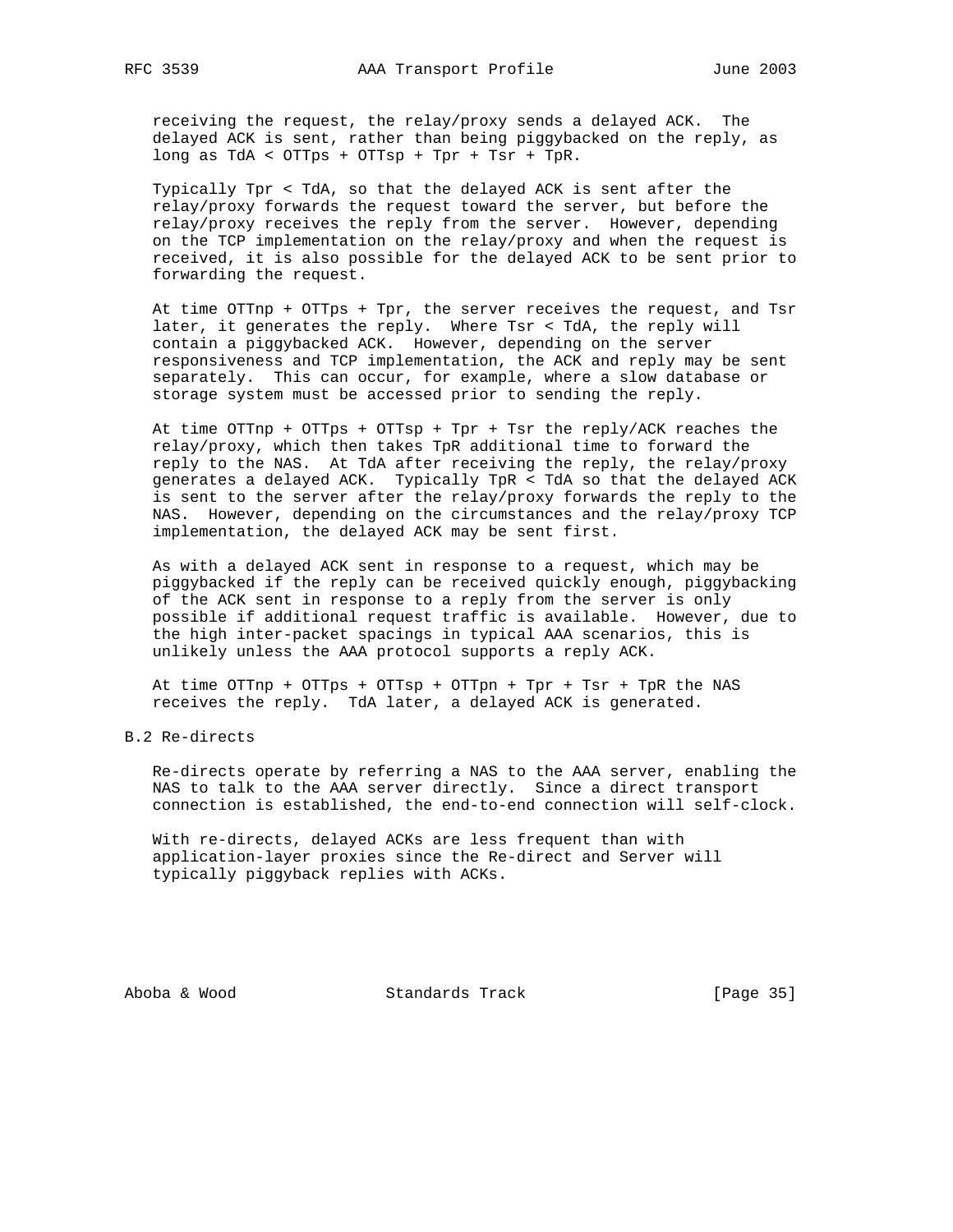receiving the request, the relay/proxy sends a delayed ACK. The delayed ACK is sent, rather than being piggybacked on the reply, as long as $TdA < OTTps + OTTsp + Tpr + Tsr + TpR$.

Typically $Tpr < TdA$, so that the delayed ACK is sent after the relay/proxy forwards the request toward the server, but before the relay/proxy receives the reply from the server. However, depending on the TCP implementation on the relay/proxy and when the request is received, it is also possible for the delayed ACK to be sent prior to forwarding the request.

At time $OTTnp + OTTps + Tpr$, the server receives the request, and Tsr later, it generates the reply. Where $Tsr < TdA$, the reply will contain a piggybacked ACK. However, depending on the server responsiveness and TCP implementation, the ACK and reply may be sent separately. This can occur, for example, where a slow database or storage system must be accessed prior to sending the reply.

At time $OTTnp + OTTps + OTTsp + Tpr + Tsr$ the reply/ACK reaches the relay/proxy, which then takes TpR additional time to forward the reply to the NAS. At TdA after receiving the reply, the relay/proxy generates a delayed ACK. Typically $TpR < TdA$ so that the delayed ACK is sent to the server after the relay/proxy forwards the reply to the NAS. However, depending on the circumstances and the relay/proxy TCP implementation, the delayed ACK may be sent first.

As with a delayed ACK sent in response to a request, which may be piggybacked if the reply can be received quickly enough, piggybacking of the ACK sent in response to a reply from the server is only possible if additional request traffic is available. However, due to the high inter-packet spacings in typical AAA scenarios, this is unlikely unless the AAA protocol supports a reply ACK.

At time $OTTnp + OTTps + OTTsp + OTTpn + Tpr + Tsr + TpR$ the NAS receives the reply. TdA later, a delayed ACK is generated.

## B.2 Re-directs

Re-directs operate by referring a NAS to the AAA server, enabling the NAS to talk to the AAA server directly. Since a direct transport connection is established, the end-to-end connection will self-clock.

With re-directs, delayed ACKs are less frequent than with application-layer proxies since the Re-direct and Server will typically piggyback replies with ACKs.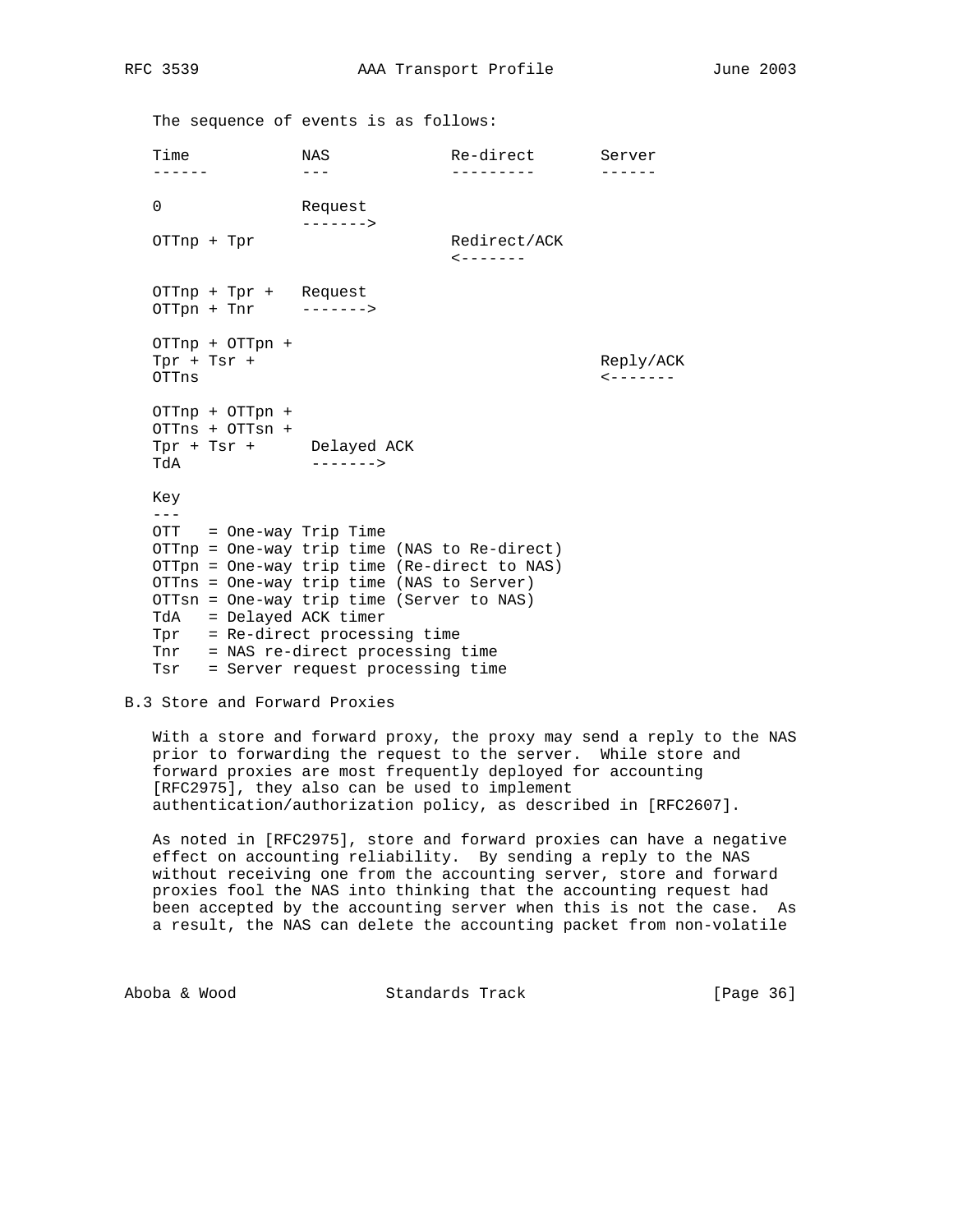The sequence of events is as follows:

```
Time            NAS             Re-direct       Server
------          ---             ---------       ------

0               Request
                ------->
OTTnp + Tpr                     Redirect/ACK
                                <-------

OTTnp + Tpr +   Request
OTTpn + Tnr     ------->

OTTnp + OTTpn +
Tpr + Tsr +                                     Reply/ACK
OTTns                                           <-------

OTTnp + OTTpn +
OTTns + OTTsn +
Tpr + Tsr +      Delayed ACK
TdA              ------->

Key
---
OTT   = One-way Trip Time
OTTnp = One-way trip time (NAS to Re-direct)
OTTpn = One-way trip time (Re-direct to NAS)
OTTns = One-way trip time (NAS to Server)
OTTsn = One-way trip time (Server to NAS)
TdA   = Delayed ACK timer
Tpr   = Re-direct processing time
Tnr   = NAS re-direct processing time
Tsr   = Server request processing time
```

## B.3 Store and Forward Proxies

With a store and forward proxy, the proxy may send a reply to the NAS prior to forwarding the request to the server. While store and forward proxies are most frequently deployed for accounting [RFC2975], they also can be used to implement authentication/authorization policy, as described in [RFC2607].

As noted in [RFC2975], store and forward proxies can have a negative effect on accounting reliability. By sending a reply to the NAS without receiving one from the accounting server, store and forward proxies fool the NAS into thinking that the accounting request had been accepted by the accounting server when this is not the case. As a result, the NAS can delete the accounting packet from non-volatile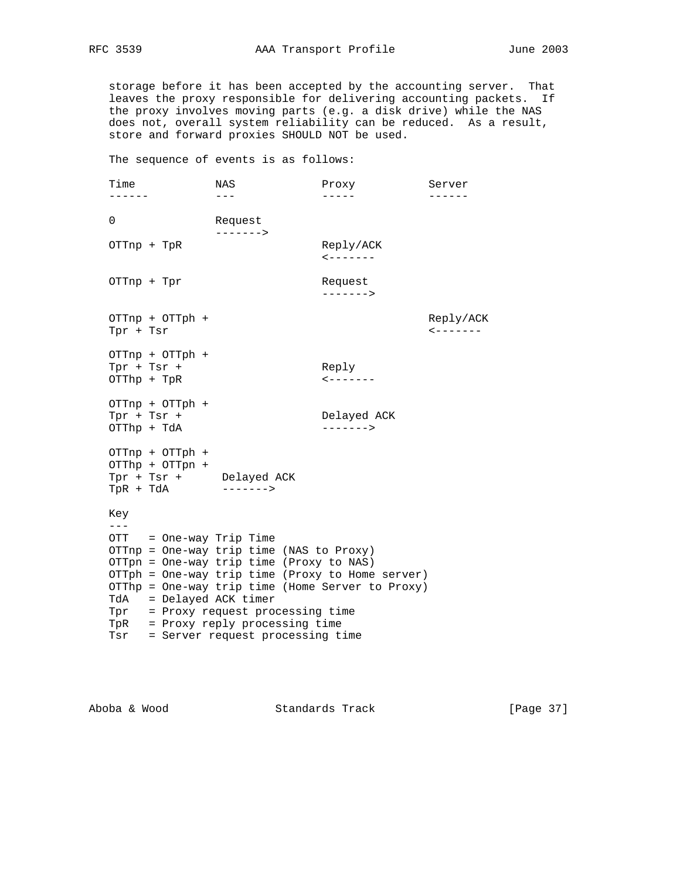storage before it has been accepted by the accounting server. That leaves the proxy responsible for delivering accounting packets. If the proxy involves moving parts (e.g. a disk drive) while the NAS does not, overall system reliability can be reduced. As a result, store and forward proxies SHOULD NOT be used.

The sequence of events is as follows:

```
Time            NAS             Proxy           Server
------          ---             -----           ------

0               Request
                ------->
OTTnp + TpR                     Reply/ACK
                                <-------

OTTnp + Tpr                     Request
                                ------->

OTTnp + OTTph +                                 Reply/ACK
Tpr + Tsr                                       <-------

OTTnp + OTTph +
Tpr + Tsr +                     Reply
OTThp + TpR                     <-------

OTTnp + OTTph +
Tpr + Tsr +                     Delayed ACK
OTThp + TdA                     ------->

OTTnp + OTTph +
OTThp + OTTpn +
Tpr + Tsr +      Delayed ACK
TpR + TdA        ------->

Key
---
OTT   = One-way Trip Time
OTTnp = One-way trip time (NAS to Proxy)
OTTpn = One-way trip time (Proxy to NAS)
OTTph = One-way trip time (Proxy to Home server)
OTThp = One-way trip time (Home Server to Proxy)
TdA   = Delayed ACK timer
Tpr   = Proxy request processing time
TpR   = Proxy reply processing time
Tsr   = Server request processing time
```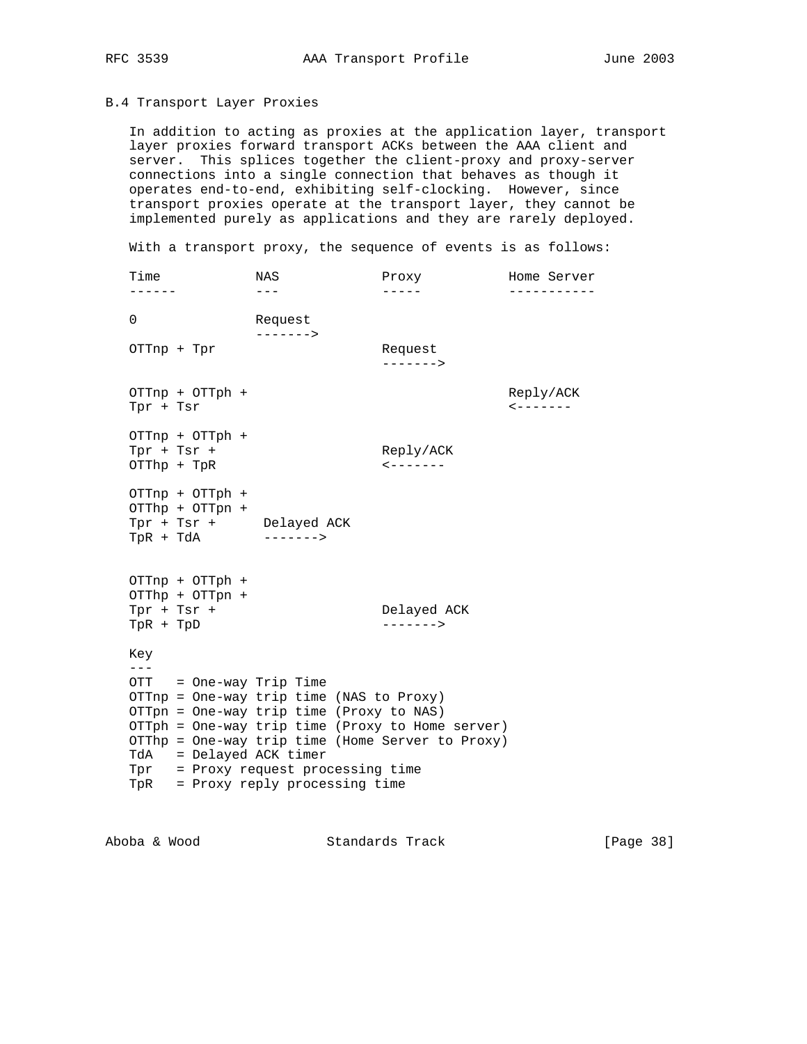### B.4 Transport Layer Proxies

In addition to acting as proxies at the application layer, transport layer proxies forward transport ACKs between the AAA client and server. This splices together the client-proxy and proxy-server connections into a single connection that behaves as though it operates end-to-end, exhibiting self-clocking. However, since transport proxies operate at the transport layer, they cannot be implemented purely as applications and they are rarely deployed.

With a transport proxy, the sequence of events is as follows:

```
Time            NAS             Proxy           Home Server
------          ---             -----           -----------

0               Request
                ------->
OTTnp + Tpr                     Request
                                ------->

OTTnp + OTTph +                                 Reply/ACK
Tpr + Tsr                                       <-------

OTTnp + OTTph +
Tpr + Tsr +                     Reply/ACK
OTThp + TpR                     <-------

OTTnp + OTTph +
OTThp + OTTpn +
Tpr + Tsr +      Delayed ACK
TpR + TdA        ------->


OTTnp + OTTph +
OTThp + OTTpn +
Tpr + Tsr +                     Delayed ACK
TpR + TpD                       ------->

Key
---
OTT   = One-way Trip Time
OTTnp = One-way trip time (NAS to Proxy)
OTTpn = One-way trip time (Proxy to NAS)
OTTph = One-way trip time (Proxy to Home server)
OTThp = One-way trip time (Home Server to Proxy)
TdA   = Delayed ACK timer
Tpr   = Proxy request processing time
TpR   = Proxy reply processing time
```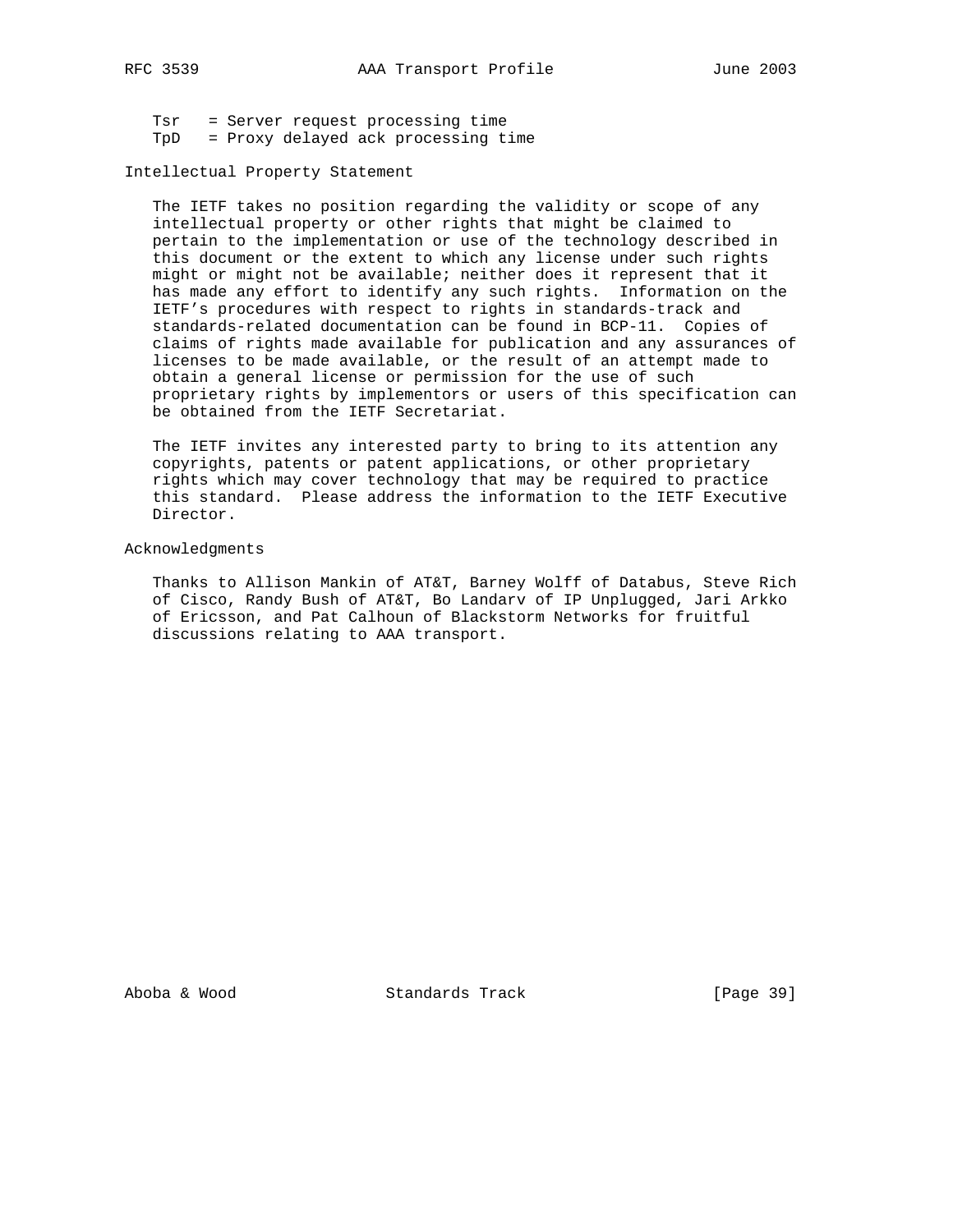Tsr   = Server request processing time
TpD   = Proxy delayed ack processing time

## Intellectual Property Statement

The IETF takes no position regarding the validity or scope of any intellectual property or other rights that might be claimed to pertain to the implementation or use of the technology described in this document or the extent to which any license under such rights might or might not be available; neither does it represent that it has made any effort to identify any such rights. Information on the IETF's procedures with respect to rights in standards-track and standards-related documentation can be found in BCP-11. Copies of claims of rights made available for publication and any assurances of licenses to be made available, or the result of an attempt made to obtain a general license or permission for the use of such proprietary rights by implementors or users of this specification can be obtained from the IETF Secretariat.

The IETF invites any interested party to bring to its attention any copyrights, patents or patent applications, or other proprietary rights which may cover technology that may be required to practice this standard. Please address the information to the IETF Executive Director.

## Acknowledgments

Thanks to Allison Mankin of AT&T, Barney Wolff of Databus, Steve Rich of Cisco, Randy Bush of AT&T, Bo Landarv of IP Unplugged, Jari Arkko of Ericsson, and Pat Calhoun of Blackstorm Networks for fruitful discussions relating to AAA transport.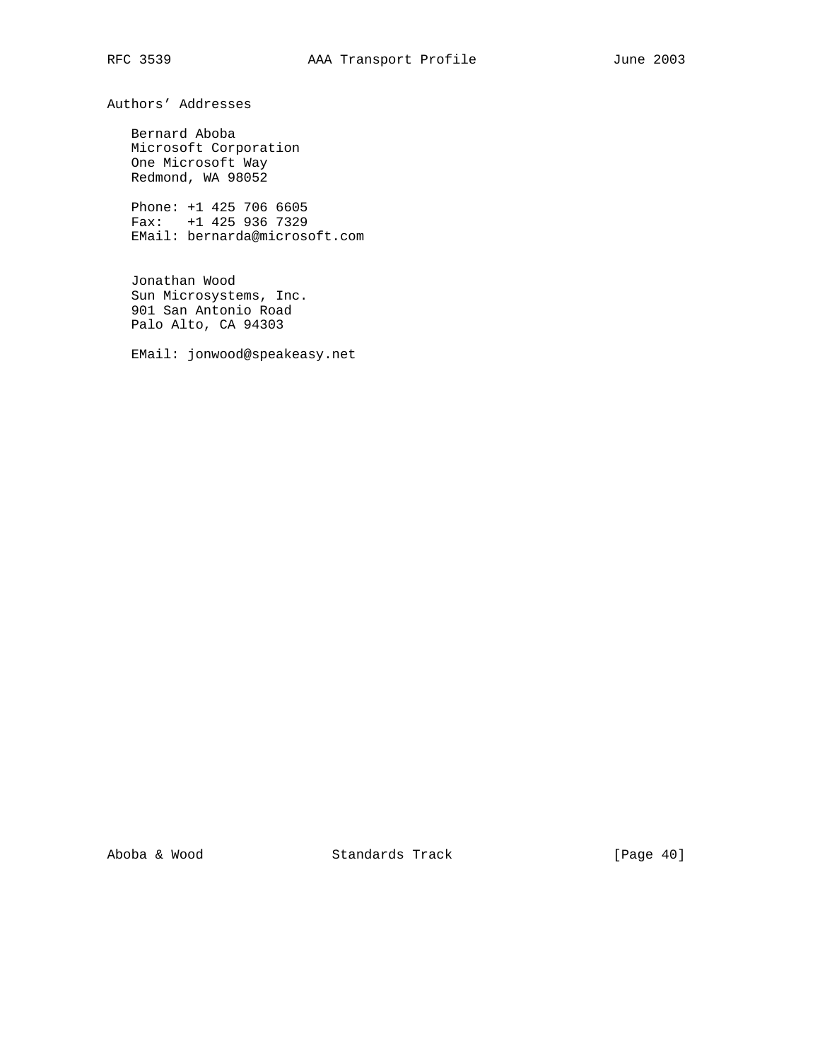## Authors' Addresses

Bernard Aboba
Microsoft Corporation
One Microsoft Way
Redmond, WA 98052

Phone: +1 425 706 6605
Fax: +1 425 936 7329
EMail: bernarda@microsoft.com

Jonathan Wood
Sun Microsystems, Inc.
901 San Antonio Road
Palo Alto, CA 94303

EMail: jonwood@speakeasy.net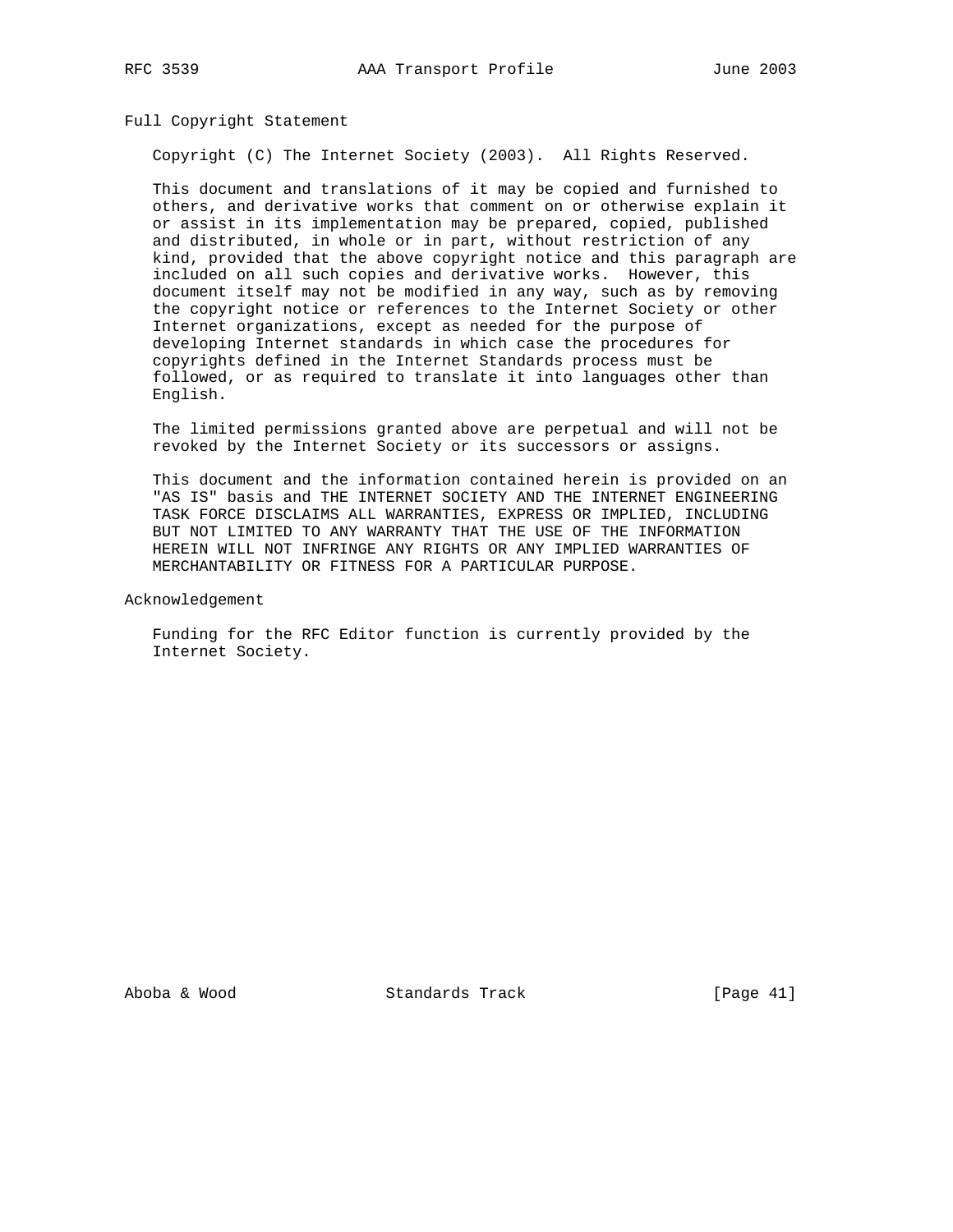## Full Copyright Statement

Copyright (C) The Internet Society (2003). All Rights Reserved.

This document and translations of it may be copied and furnished to others, and derivative works that comment on or otherwise explain it or assist in its implementation may be prepared, copied, published and distributed, in whole or in part, without restriction of any kind, provided that the above copyright notice and this paragraph are included on all such copies and derivative works. However, this document itself may not be modified in any way, such as by removing the copyright notice or references to the Internet Society or other Internet organizations, except as needed for the purpose of developing Internet standards in which case the procedures for copyrights defined in the Internet Standards process must be followed, or as required to translate it into languages other than English.

The limited permissions granted above are perpetual and will not be revoked by the Internet Society or its successors or assigns.

This document and the information contained herein is provided on an "AS IS" basis and THE INTERNET SOCIETY AND THE INTERNET ENGINEERING TASK FORCE DISCLAIMS ALL WARRANTIES, EXPRESS OR IMPLIED, INCLUDING BUT NOT LIMITED TO ANY WARRANTY THAT THE USE OF THE INFORMATION HEREIN WILL NOT INFRINGE ANY RIGHTS OR ANY IMPLIED WARRANTIES OF MERCHANTABILITY OR FITNESS FOR A PARTICULAR PURPOSE.

## Acknowledgement

Funding for the RFC Editor function is currently provided by the Internet Society.